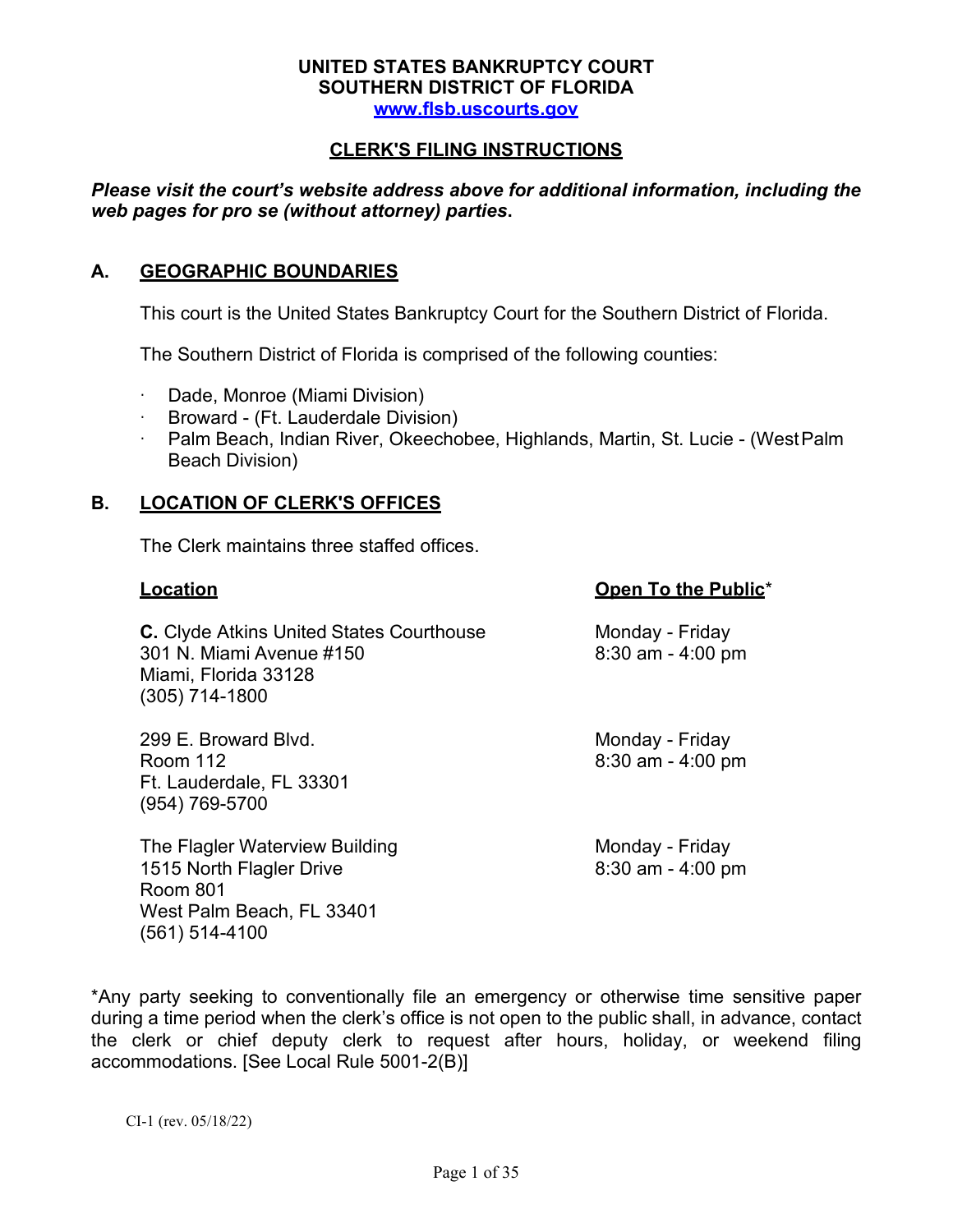**UNITED STATES BANKRUPTCY COURT**
**SOUTHERN DISTRICT OF FLORIDA**
**[www.flsb.uscourts.gov](http://www.flsb.uscourts.gov)**

# CLERK'S FILING INSTRUCTIONS

***Please visit the court's website address above for additional information, including the web pages for pro se (without attorney) parties.***

## A. GEOGRAPHIC BOUNDARIES

This court is the United States Bankruptcy Court for the Southern District of Florida.

The Southern District of Florida is comprised of the following counties:

- Dade, Monroe (Miami Division)
- Broward - (Ft. Lauderdale Division)
- Palm Beach, Indian River, Okeechobee, Highlands, Martin, St. Lucie - (West Palm Beach Division)

## B. LOCATION OF CLERK'S OFFICES

The Clerk maintains three staffed offices.

| Location | Open To the Public* |
|---|---|
| **C.** Clyde Atkins United States Courthouse<br>301 N. Miami Avenue #150<br>Miami, Florida 33128<br>(305) 714-1800 | Monday - Friday<br>8:30 am - 4:00 pm |
| 299 E. Broward Blvd.<br>Room 112<br>Ft. Lauderdale, FL 33301<br>(954) 769-5700 | Monday - Friday<br>8:30 am - 4:00 pm |
| The Flagler Waterview Building<br>1515 North Flagler Drive<br>Room 801<br>West Palm Beach, FL 33401<br>(561) 514-4100 | Monday - Friday<br>8:30 am - 4:00 pm |

*Any party seeking to conventionally file an emergency or otherwise time sensitive paper during a time period when the clerk's office is not open to the public shall, in advance, contact the clerk or chief deputy clerk to request after hours, holiday, or weekend filing accommodations. [See Local Rule 5001-2(B)]

CI-1 (rev. 05/18/22)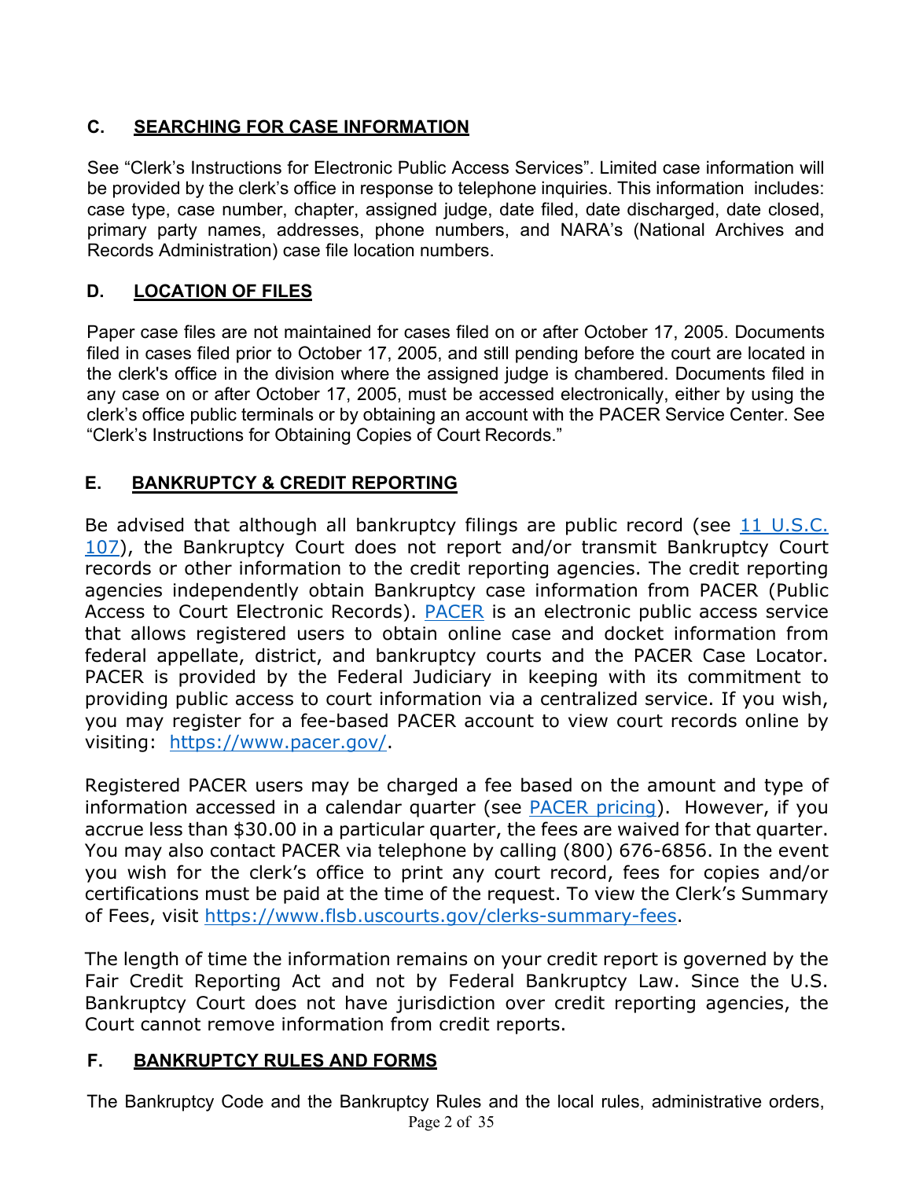## C. SEARCHING FOR CASE INFORMATION

See "Clerk's Instructions for Electronic Public Access Services". Limited case information will be provided by the clerk's office in response to telephone inquiries. This information includes: case type, case number, chapter, assigned judge, date filed, date discharged, date closed, primary party names, addresses, phone numbers, and NARA's (National Archives and Records Administration) case file location numbers.

## D. LOCATION OF FILES

Paper case files are not maintained for cases filed on or after October 17, 2005. Documents filed in cases filed prior to October 17, 2005, and still pending before the court are located in the clerk's office in the division where the assigned judge is chambered. Documents filed in any case on or after October 17, 2005, must be accessed electronically, either by using the clerk's office public terminals or by obtaining an account with the PACER Service Center. See "Clerk's Instructions for Obtaining Copies of Court Records."

## E. BANKRUPTCY & CREDIT REPORTING

Be advised that although all bankruptcy filings are public record (see 11 U.S.C. 107), the Bankruptcy Court does not report and/or transmit Bankruptcy Court records or other information to the credit reporting agencies. The credit reporting agencies independently obtain Bankruptcy case information from PACER (Public Access to Court Electronic Records). PACER is an electronic public access service that allows registered users to obtain online case and docket information from federal appellate, district, and bankruptcy courts and the PACER Case Locator. PACER is provided by the Federal Judiciary in keeping with its commitment to providing public access to court information via a centralized service. If you wish, you may register for a fee-based PACER account to view court records online by visiting: https://www.pacer.gov/.

Registered PACER users may be charged a fee based on the amount and type of information accessed in a calendar quarter (see PACER pricing). However, if you accrue less than $30.00 in a particular quarter, the fees are waived for that quarter. You may also contact PACER via telephone by calling (800) 676-6856. In the event you wish for the clerk's office to print any court record, fees for copies and/or certifications must be paid at the time of the request. To view the Clerk's Summary of Fees, visit https://www.flsb.uscourts.gov/clerks-summary-fees.

The length of time the information remains on your credit report is governed by the Fair Credit Reporting Act and not by Federal Bankruptcy Law. Since the U.S. Bankruptcy Court does not have jurisdiction over credit reporting agencies, the Court cannot remove information from credit reports.

## F. BANKRUPTCY RULES AND FORMS

The Bankruptcy Code and the Bankruptcy Rules and the local rules, administrative orders,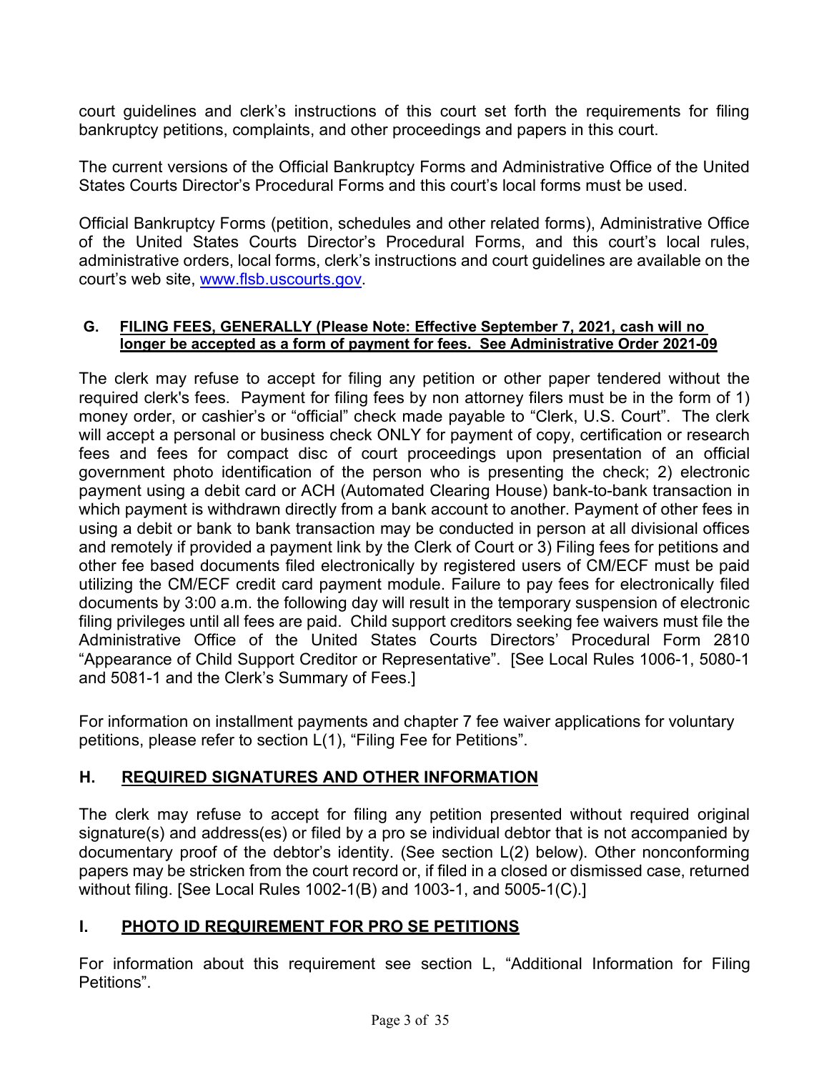court guidelines and clerk's instructions of this court set forth the requirements for filing bankruptcy petitions, complaints, and other proceedings and papers in this court.

The current versions of the Official Bankruptcy Forms and Administrative Office of the United States Courts Director's Procedural Forms and this court's local forms must be used.

Official Bankruptcy Forms (petition, schedules and other related forms), Administrative Office of the United States Courts Director's Procedural Forms, and this court's local rules, administrative orders, local forms, clerk's instructions and court guidelines are available on the court's web site, www.flsb.uscourts.gov.

## G. FILING FEES, GENERALLY (Please Note: Effective September 7, 2021, cash will no longer be accepted as a form of payment for fees. See Administrative Order 2021-09

The clerk may refuse to accept for filing any petition or other paper tendered without the required clerk's fees. Payment for filing fees by non attorney filers must be in the form of 1) money order, or cashier's or "official" check made payable to "Clerk, U.S. Court". The clerk will accept a personal or business check ONLY for payment of copy, certification or research fees and fees for compact disc of court proceedings upon presentation of an official government photo identification of the person who is presenting the check; 2) electronic payment using a debit card or ACH (Automated Clearing House) bank-to-bank transaction in which payment is withdrawn directly from a bank account to another. Payment of other fees in using a debit or bank to bank transaction may be conducted in person at all divisional offices and remotely if provided a payment link by the Clerk of Court or 3) Filing fees for petitions and other fee based documents filed electronically by registered users of CM/ECF must be paid utilizing the CM/ECF credit card payment module. Failure to pay fees for electronically filed documents by 3:00 a.m. the following day will result in the temporary suspension of electronic filing privileges until all fees are paid. Child support creditors seeking fee waivers must file the Administrative Office of the United States Courts Directors' Procedural Form 2810 "Appearance of Child Support Creditor or Representative". [See Local Rules 1006-1, 5080-1 and 5081-1 and the Clerk's Summary of Fees.]

For information on installment payments and chapter 7 fee waiver applications for voluntary petitions, please refer to section L(1), "Filing Fee for Petitions".

## H. REQUIRED SIGNATURES AND OTHER INFORMATION

The clerk may refuse to accept for filing any petition presented without required original signature(s) and address(es) or filed by a pro se individual debtor that is not accompanied by documentary proof of the debtor's identity. (See section L(2) below). Other nonconforming papers may be stricken from the court record or, if filed in a closed or dismissed case, returned without filing. [See Local Rules 1002-1(B) and 1003-1, and 5005-1(C).]

## I. PHOTO ID REQUIREMENT FOR PRO SE PETITIONS

For information about this requirement see section L, "Additional Information for Filing Petitions".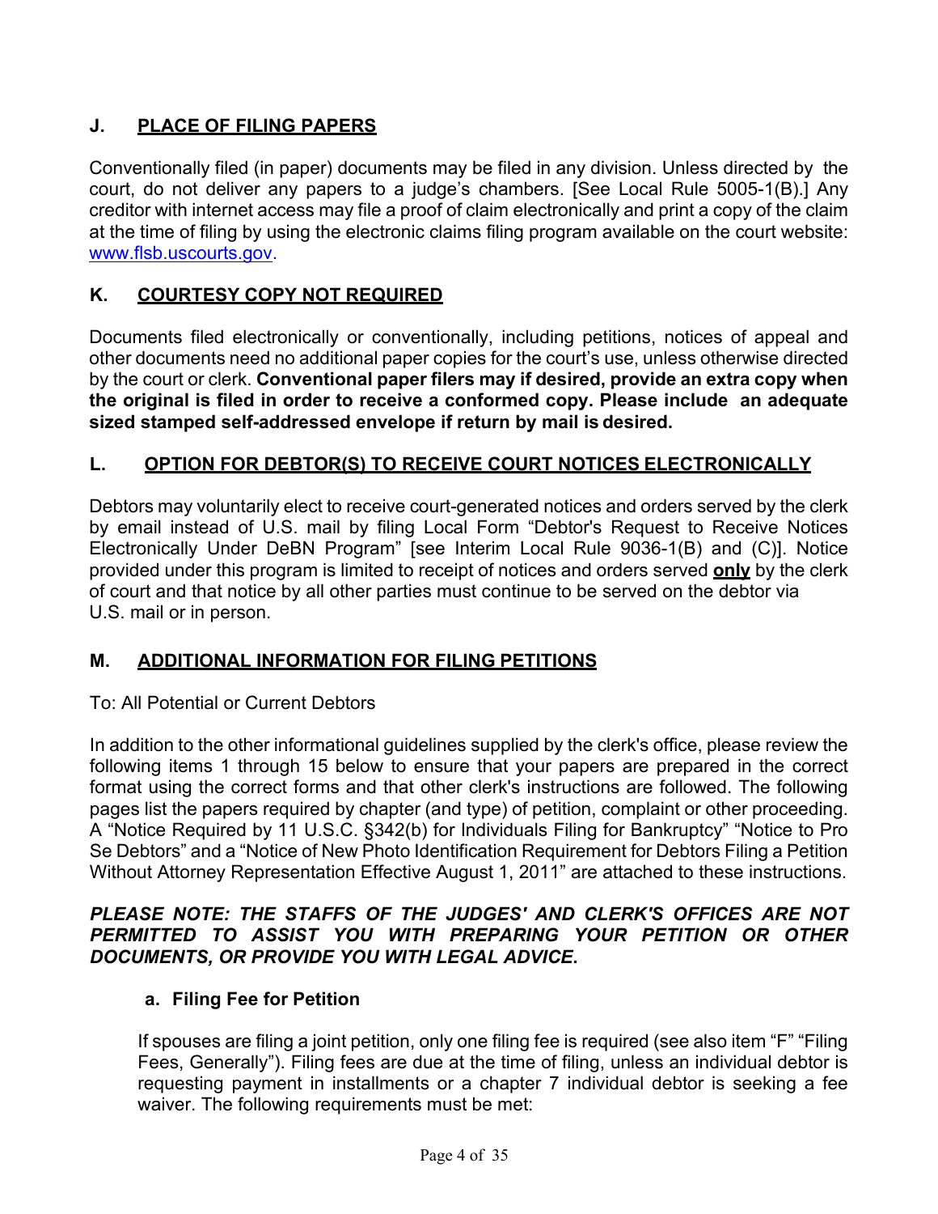## J. PLACE OF FILING PAPERS

Conventionally filed (in paper) documents may be filed in any division. Unless directed by the court, do not deliver any papers to a judge's chambers. [See Local Rule 5005-1(B).] Any creditor with internet access may file a proof of claim electronically and print a copy of the claim at the time of filing by using the electronic claims filing program available on the court website: www.flsb.uscourts.gov.

## K. COURTESY COPY NOT REQUIRED

Documents filed electronically or conventionally, including petitions, notices of appeal and other documents need no additional paper copies for the court's use, unless otherwise directed by the court or clerk. **Conventional paper filers may if desired, provide an extra copy when the original is filed in order to receive a conformed copy. Please include an adequate sized stamped self-addressed envelope if return by mail is desired.**

## L. OPTION FOR DEBTOR(S) TO RECEIVE COURT NOTICES ELECTRONICALLY

Debtors may voluntarily elect to receive court-generated notices and orders served by the clerk by email instead of U.S. mail by filing Local Form "Debtor's Request to Receive Notices Electronically Under DeBN Program" [see Interim Local Rule 9036-1(B) and (C)]. Notice provided under this program is limited to receipt of notices and orders served **only** by the clerk of court and that notice by all other parties must continue to be served on the debtor via U.S. mail or in person.

## M. ADDITIONAL INFORMATION FOR FILING PETITIONS

To: All Potential or Current Debtors

In addition to the other informational guidelines supplied by the clerk's office, please review the following items 1 through 15 below to ensure that your papers are prepared in the correct format using the correct forms and that other clerk's instructions are followed. The following pages list the papers required by chapter (and type) of petition, complaint or other proceeding. A "Notice Required by 11 U.S.C. §342(b) for Individuals Filing for Bankruptcy" "Notice to Pro Se Debtors" and a "Notice of New Photo Identification Requirement for Debtors Filing a Petition Without Attorney Representation Effective August 1, 2011" are attached to these instructions.

***PLEASE NOTE: THE STAFFS OF THE JUDGES' AND CLERK'S OFFICES ARE NOT PERMITTED TO ASSIST YOU WITH PREPARING YOUR PETITION OR OTHER DOCUMENTS, OR PROVIDE YOU WITH LEGAL ADVICE.***

### a. Filing Fee for Petition

If spouses are filing a joint petition, only one filing fee is required (see also item "F" "Filing Fees, Generally"). Filing fees are due at the time of filing, unless an individual debtor is requesting payment in installments or a chapter 7 individual debtor is seeking a fee waiver. The following requirements must be met: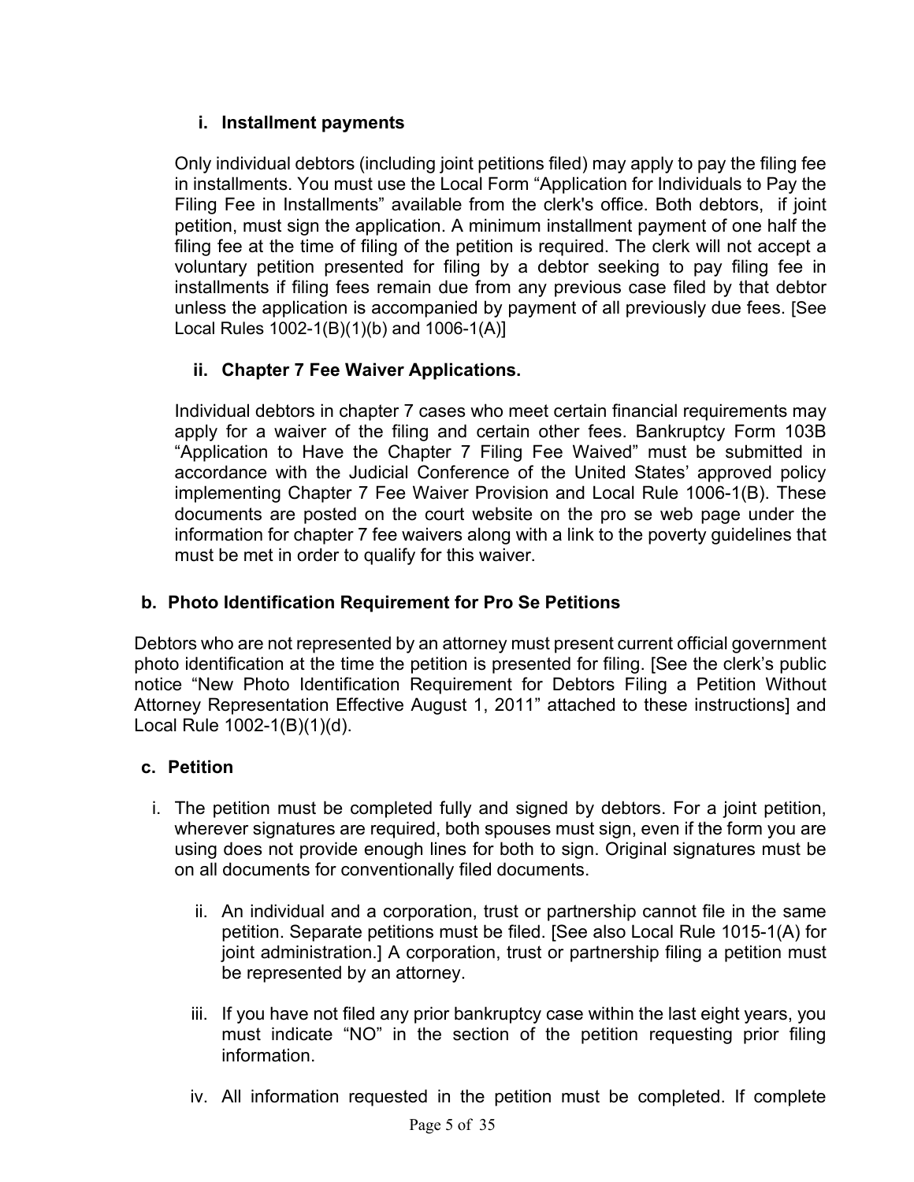#### i. Installment payments

Only individual debtors (including joint petitions filed) may apply to pay the filing fee in installments. You must use the Local Form "Application for Individuals to Pay the Filing Fee in Installments" available from the clerk's office. Both debtors, if joint petition, must sign the application. A minimum installment payment of one half the filing fee at the time of filing of the petition is required. The clerk will not accept a voluntary petition presented for filing by a debtor seeking to pay filing fee in installments if filing fees remain due from any previous case filed by that debtor unless the application is accompanied by payment of all previously due fees. [See Local Rules 1002-1(B)(1)(b) and 1006-1(A)]

#### ii. Chapter 7 Fee Waiver Applications.

Individual debtors in chapter 7 cases who meet certain financial requirements may apply for a waiver of the filing and certain other fees. Bankruptcy Form 103B "Application to Have the Chapter 7 Filing Fee Waived" must be submitted in accordance with the Judicial Conference of the United States' approved policy implementing Chapter 7 Fee Waiver Provision and Local Rule 1006-1(B). These documents are posted on the court website on the pro se web page under the information for chapter 7 fee waivers along with a link to the poverty guidelines that must be met in order to qualify for this waiver.

### b. Photo Identification Requirement for Pro Se Petitions

Debtors who are not represented by an attorney must present current official government photo identification at the time the petition is presented for filing. [See the clerk's public notice "New Photo Identification Requirement for Debtors Filing a Petition Without Attorney Representation Effective August 1, 2011" attached to these instructions] and Local Rule 1002-1(B)(1)(d).

### c. Petition

i. The petition must be completed fully and signed by debtors. For a joint petition, wherever signatures are required, both spouses must sign, even if the form you are using does not provide enough lines for both to sign. Original signatures must be on all documents for conventionally filed documents.

ii. An individual and a corporation, trust or partnership cannot file in the same petition. Separate petitions must be filed. [See also Local Rule 1015-1(A) for joint administration.] A corporation, trust or partnership filing a petition must be represented by an attorney.

iii. If you have not filed any prior bankruptcy case within the last eight years, you must indicate "NO" in the section of the petition requesting prior filing information.

iv. All information requested in the petition must be completed. If complete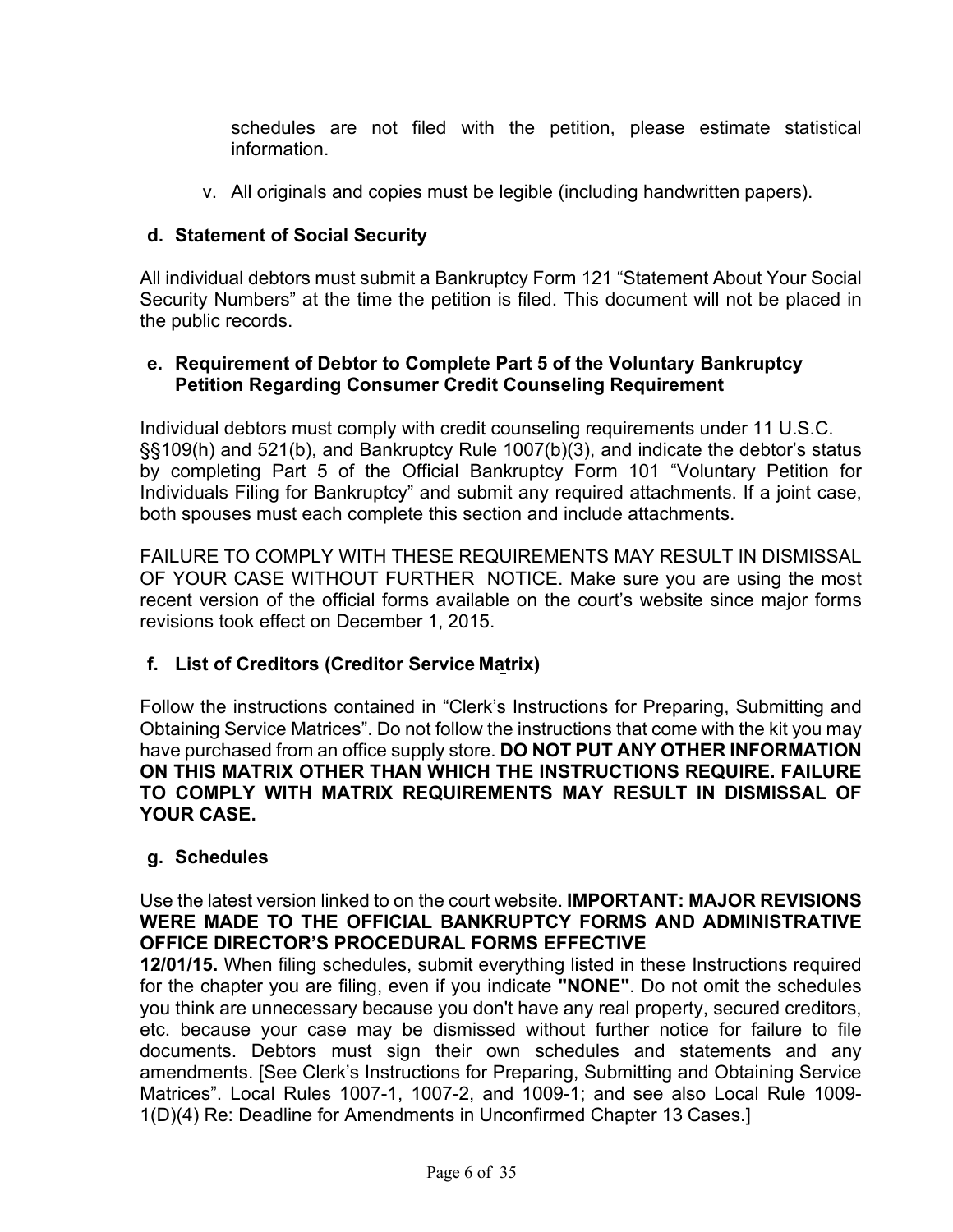schedules are not filed with the petition, please estimate statistical information.

v. All originals and copies must be legible (including handwritten papers).

### d. Statement of Social Security

All individual debtors must submit a Bankruptcy Form 121 "Statement About Your Social Security Numbers" at the time the petition is filed. This document will not be placed in the public records.

### e. Requirement of Debtor to Complete Part 5 of the Voluntary Bankruptcy Petition Regarding Consumer Credit Counseling Requirement

Individual debtors must comply with credit counseling requirements under 11 U.S.C. §§109(h) and 521(b), and Bankruptcy Rule 1007(b)(3), and indicate the debtor's status by completing Part 5 of the Official Bankruptcy Form 101 "Voluntary Petition for Individuals Filing for Bankruptcy" and submit any required attachments. If a joint case, both spouses must each complete this section and include attachments.

FAILURE TO COMPLY WITH THESE REQUIREMENTS MAY RESULT IN DISMISSAL OF YOUR CASE WITHOUT FURTHER NOTICE. Make sure you are using the most recent version of the official forms available on the court's website since major forms revisions took effect on December 1, 2015.

### f. List of Creditors (Creditor Service Matrix)

Follow the instructions contained in "Clerk's Instructions for Preparing, Submitting and Obtaining Service Matrices". Do not follow the instructions that come with the kit you may have purchased from an office supply store. **DO NOT PUT ANY OTHER INFORMATION ON THIS MATRIX OTHER THAN WHICH THE INSTRUCTIONS REQUIRE. FAILURE TO COMPLY WITH MATRIX REQUIREMENTS MAY RESULT IN DISMISSAL OF YOUR CASE.**

### g. Schedules

Use the latest version linked to on the court website. **IMPORTANT: MAJOR REVISIONS WERE MADE TO THE OFFICIAL BANKRUPTCY FORMS AND ADMINISTRATIVE OFFICE DIRECTOR'S PROCEDURAL FORMS EFFECTIVE 12/01/15.** When filing schedules, submit everything listed in these Instructions required for the chapter you are filing, even if you indicate **"NONE"**. Do not omit the schedules you think are unnecessary because you don't have any real property, secured creditors, etc. because your case may be dismissed without further notice for failure to file documents. Debtors must sign their own schedules and statements and any amendments. [See Clerk's Instructions for Preparing, Submitting and Obtaining Service Matrices". Local Rules 1007-1, 1007-2, and 1009-1; and see also Local Rule 1009-1(D)(4) Re: Deadline for Amendments in Unconfirmed Chapter 13 Cases.]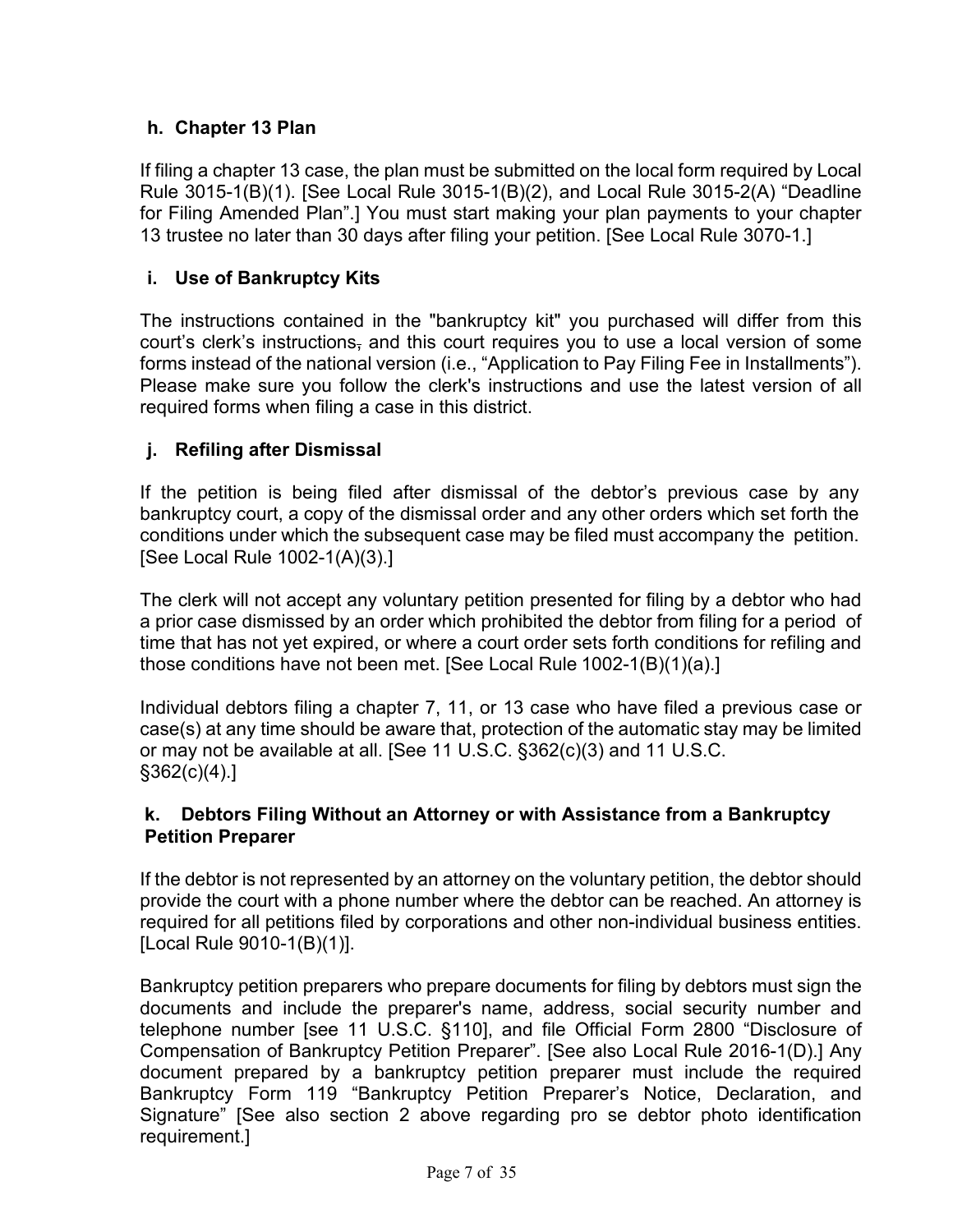#### h. Chapter 13 Plan

If filing a chapter 13 case, the plan must be submitted on the local form required by Local Rule 3015-1(B)(1). [See Local Rule 3015-1(B)(2), and Local Rule 3015-2(A) "Deadline for Filing Amended Plan".] You must start making your plan payments to your chapter 13 trustee no later than 30 days after filing your petition. [See Local Rule 3070-1.]

#### i. Use of Bankruptcy Kits

The instructions contained in the "bankruptcy kit" you purchased will differ from this court's clerk's instructions, and this court requires you to use a local version of some forms instead of the national version (i.e., "Application to Pay Filing Fee in Installments"). Please make sure you follow the clerk's instructions and use the latest version of all required forms when filing a case in this district.

#### j. Refiling after Dismissal

If the petition is being filed after dismissal of the debtor's previous case by any bankruptcy court, a copy of the dismissal order and any other orders which set forth the conditions under which the subsequent case may be filed must accompany the petition. [See Local Rule 1002-1(A)(3).]

The clerk will not accept any voluntary petition presented for filing by a debtor who had a prior case dismissed by an order which prohibited the debtor from filing for a period of time that has not yet expired, or where a court order sets forth conditions for refiling and those conditions have not been met. [See Local Rule 1002-1(B)(1)(a).]

Individual debtors filing a chapter 7, 11, or 13 case who have filed a previous case or case(s) at any time should be aware that, protection of the automatic stay may be limited or may not be available at all. [See 11 U.S.C. §362(c)(3) and 11 U.S.C. §362(c)(4).]

#### k. Debtors Filing Without an Attorney or with Assistance from a Bankruptcy Petition Preparer

If the debtor is not represented by an attorney on the voluntary petition, the debtor should provide the court with a phone number where the debtor can be reached. An attorney is required for all petitions filed by corporations and other non-individual business entities. [Local Rule 9010-1(B)(1)].

Bankruptcy petition preparers who prepare documents for filing by debtors must sign the documents and include the preparer's name, address, social security number and telephone number [see 11 U.S.C. §110], and file Official Form 2800 "Disclosure of Compensation of Bankruptcy Petition Preparer". [See also Local Rule 2016-1(D).] Any document prepared by a bankruptcy petition preparer must include the required Bankruptcy Form 119 "Bankruptcy Petition Preparer's Notice, Declaration, and Signature" [See also section 2 above regarding pro se debtor photo identification requirement.]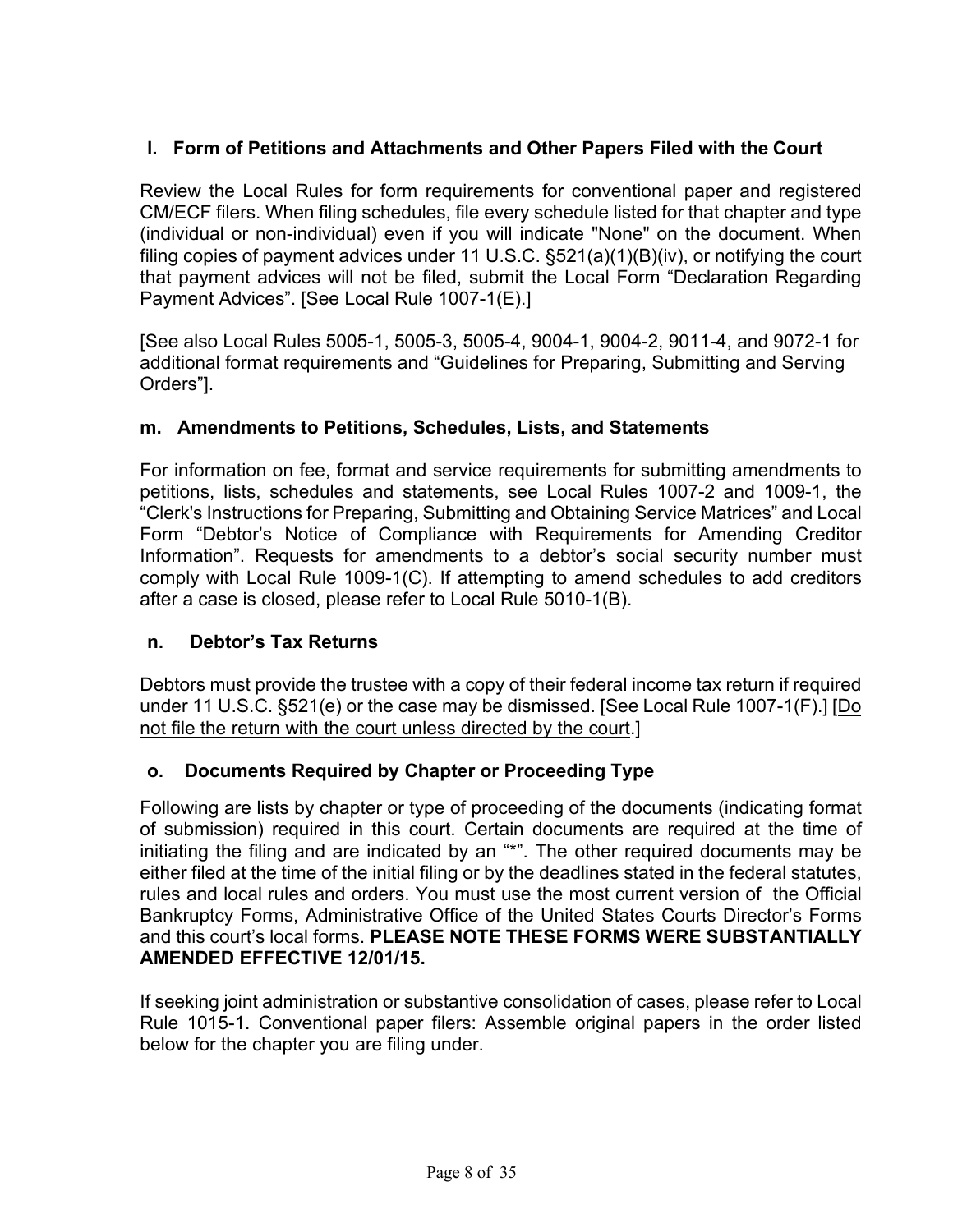### l. Form of Petitions and Attachments and Other Papers Filed with the Court

Review the Local Rules for form requirements for conventional paper and registered CM/ECF filers. When filing schedules, file every schedule listed for that chapter and type (individual or non-individual) even if you will indicate "None" on the document. When filing copies of payment advices under 11 U.S.C. §521(a)(1)(B)(iv), or notifying the court that payment advices will not be filed, submit the Local Form "Declaration Regarding Payment Advices". [See Local Rule 1007-1(E).]

[See also Local Rules 5005-1, 5005-3, 5005-4, 9004-1, 9004-2, 9011-4, and 9072-1 for additional format requirements and "Guidelines for Preparing, Submitting and Serving Orders"].

### m. Amendments to Petitions, Schedules, Lists, and Statements

For information on fee, format and service requirements for submitting amendments to petitions, lists, schedules and statements, see Local Rules 1007-2 and 1009-1, the "Clerk's Instructions for Preparing, Submitting and Obtaining Service Matrices" and Local Form "Debtor's Notice of Compliance with Requirements for Amending Creditor Information". Requests for amendments to a debtor's social security number must comply with Local Rule 1009-1(C). If attempting to amend schedules to add creditors after a case is closed, please refer to Local Rule 5010-1(B).

### n. Debtor's Tax Returns

Debtors must provide the trustee with a copy of their federal income tax return if required under 11 U.S.C. §521(e) or the case may be dismissed. [See Local Rule 1007-1(F).] [Do not file the return with the court unless directed by the court.]

### o. Documents Required by Chapter or Proceeding Type

Following are lists by chapter or type of proceeding of the documents (indicating format of submission) required in this court. Certain documents are required at the time of initiating the filing and are indicated by an "*". The other required documents may be either filed at the time of the initial filing or by the deadlines stated in the federal statutes, rules and local rules and orders. You must use the most current version of the Official Bankruptcy Forms, Administrative Office of the United States Courts Director's Forms and this court's local forms. **PLEASE NOTE THESE FORMS WERE SUBSTANTIALLY AMENDED EFFECTIVE 12/01/15.**

If seeking joint administration or substantive consolidation of cases, please refer to Local Rule 1015-1. Conventional paper filers: Assemble original papers in the order listed below for the chapter you are filing under.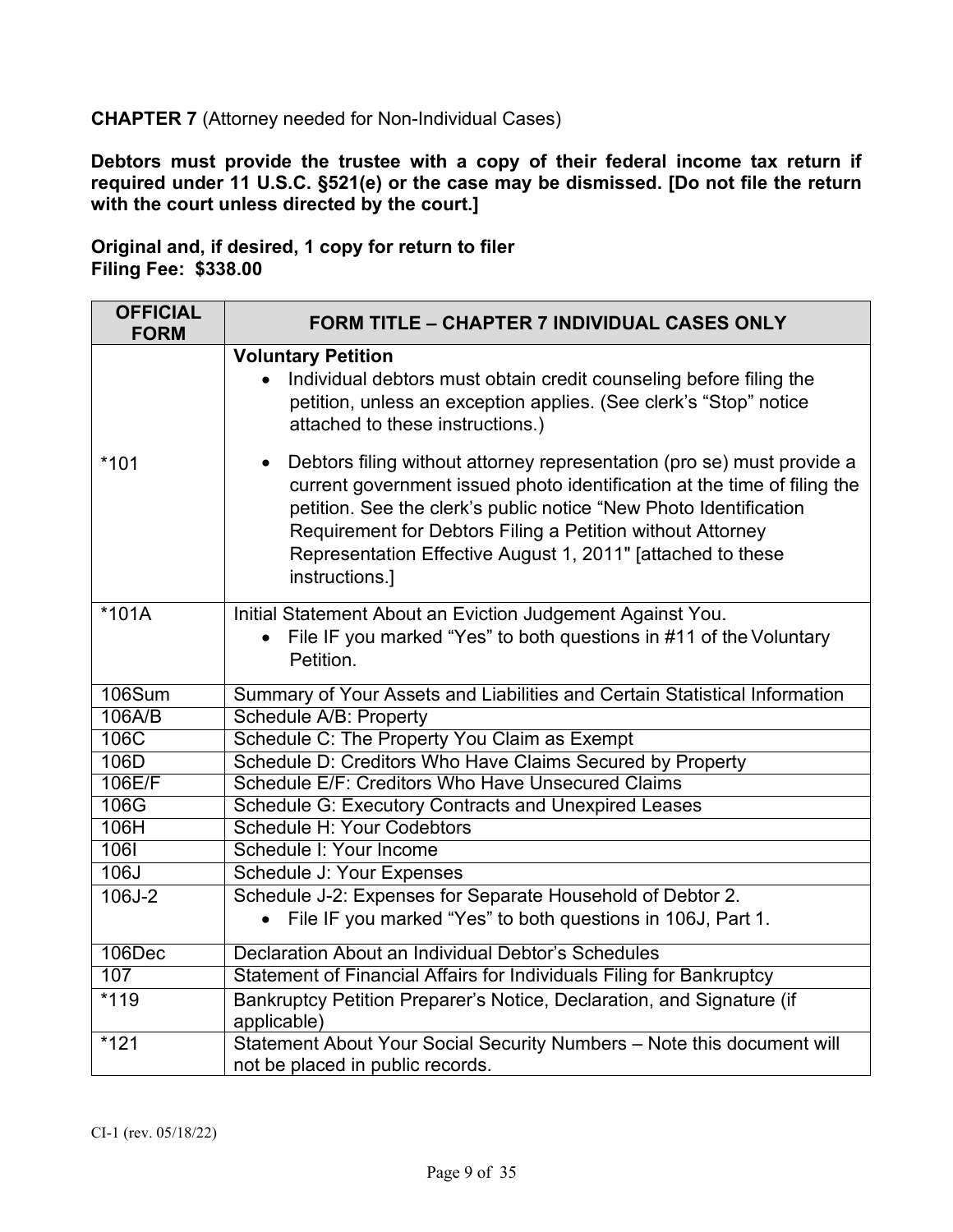**CHAPTER 7** (Attorney needed for Non-Individual Cases)

**Debtors must provide the trustee with a copy of their federal income tax return if required under 11 U.S.C. §521(e) or the case may be dismissed. [Do not file the return with the court unless directed by the court.]**

**Original and, if desired, 1 copy for return to filer**
**Filing Fee: $338.00**

| OFFICIAL FORM | FORM TITLE – CHAPTER 7 INDIVIDUAL CASES ONLY |
|---|---|
| *101 | **Voluntary Petition**<br>• Individual debtors must obtain credit counseling before filing the petition, unless an exception applies. (See clerk's "Stop" notice attached to these instructions.)<br>• Debtors filing without attorney representation (pro se) must provide a current government issued photo identification at the time of filing the petition. See the clerk's public notice "New Photo Identification Requirement for Debtors Filing a Petition without Attorney Representation Effective August 1, 2011" [attached to these instructions.] |
| *101A | Initial Statement About an Eviction Judgement Against You.<br>• File IF you marked "Yes" to both questions in #11 of the Voluntary Petition. |
| 106Sum | Summary of Your Assets and Liabilities and Certain Statistical Information |
| 106A/B | Schedule A/B: Property |
| 106C | Schedule C: The Property You Claim as Exempt |
| 106D | Schedule D: Creditors Who Have Claims Secured by Property |
| 106E/F | Schedule E/F: Creditors Who Have Unsecured Claims |
| 106G | Schedule G: Executory Contracts and Unexpired Leases |
| 106H | Schedule H: Your Codebtors |
| 106I | Schedule I: Your Income |
| 106J | Schedule J: Your Expenses |
| 106J-2 | Schedule J-2: Expenses for Separate Household of Debtor 2.<br>• File IF you marked "Yes" to both questions in 106J, Part 1. |
| 106Dec | Declaration About an Individual Debtor's Schedules |
| 107 | Statement of Financial Affairs for Individuals Filing for Bankruptcy |
| *119 | Bankruptcy Petition Preparer's Notice, Declaration, and Signature (if applicable) |
| *121 | Statement About Your Social Security Numbers – Note this document will not be placed in public records. |

CI-1 (rev. 05/18/22)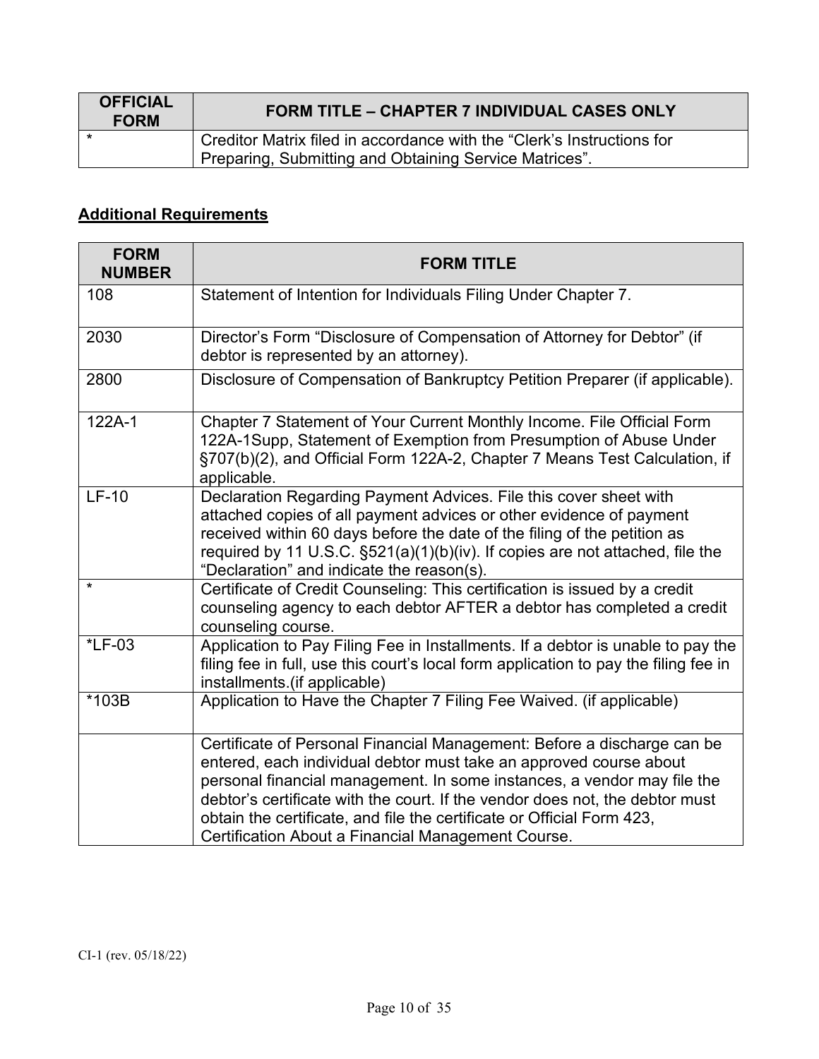| OFFICIAL FORM | FORM TITLE – CHAPTER 7 INDIVIDUAL CASES ONLY |
|---|---|
| * | Creditor Matrix filed in accordance with the “Clerk’s Instructions for Preparing, Submitting and Obtaining Service Matrices”. |

## <u>Additional Requirements</u>

| FORM NUMBER | FORM TITLE |
|---|---|
| 108 | Statement of Intention for Individuals Filing Under Chapter 7. |
| 2030 | Director’s Form “Disclosure of Compensation of Attorney for Debtor” (if debtor is represented by an attorney). |
| 2800 | Disclosure of Compensation of Bankruptcy Petition Preparer (if applicable). |
| 122A-1 | Chapter 7 Statement of Your Current Monthly Income. File Official Form 122A-1Supp, Statement of Exemption from Presumption of Abuse Under §707(b)(2), and Official Form 122A-2, Chapter 7 Means Test Calculation, if applicable. |
| LF-10 | Declaration Regarding Payment Advices. File this cover sheet with attached copies of all payment advices or other evidence of payment received within 60 days before the date of the filing of the petition as required by 11 U.S.C. §521(a)(1)(b)(iv). If copies are not attached, file the “Declaration” and indicate the reason(s). |
| * | Certificate of Credit Counseling: This certification is issued by a credit counseling agency to each debtor AFTER a debtor has completed a credit counseling course. |
| *LF-03 | Application to Pay Filing Fee in Installments. If a debtor is unable to pay the filing fee in full, use this court’s local form application to pay the filing fee in installments.(if applicable) |
| *103B | Application to Have the Chapter 7 Filing Fee Waived. (if applicable) |
| | Certificate of Personal Financial Management: Before a discharge can be entered, each individual debtor must take an approved course about personal financial management. In some instances, a vendor may file the debtor’s certificate with the court. If the vendor does not, the debtor must obtain the certificate, and file the certificate or Official Form 423, Certification About a Financial Management Course. |

CI-1 (rev. 05/18/22)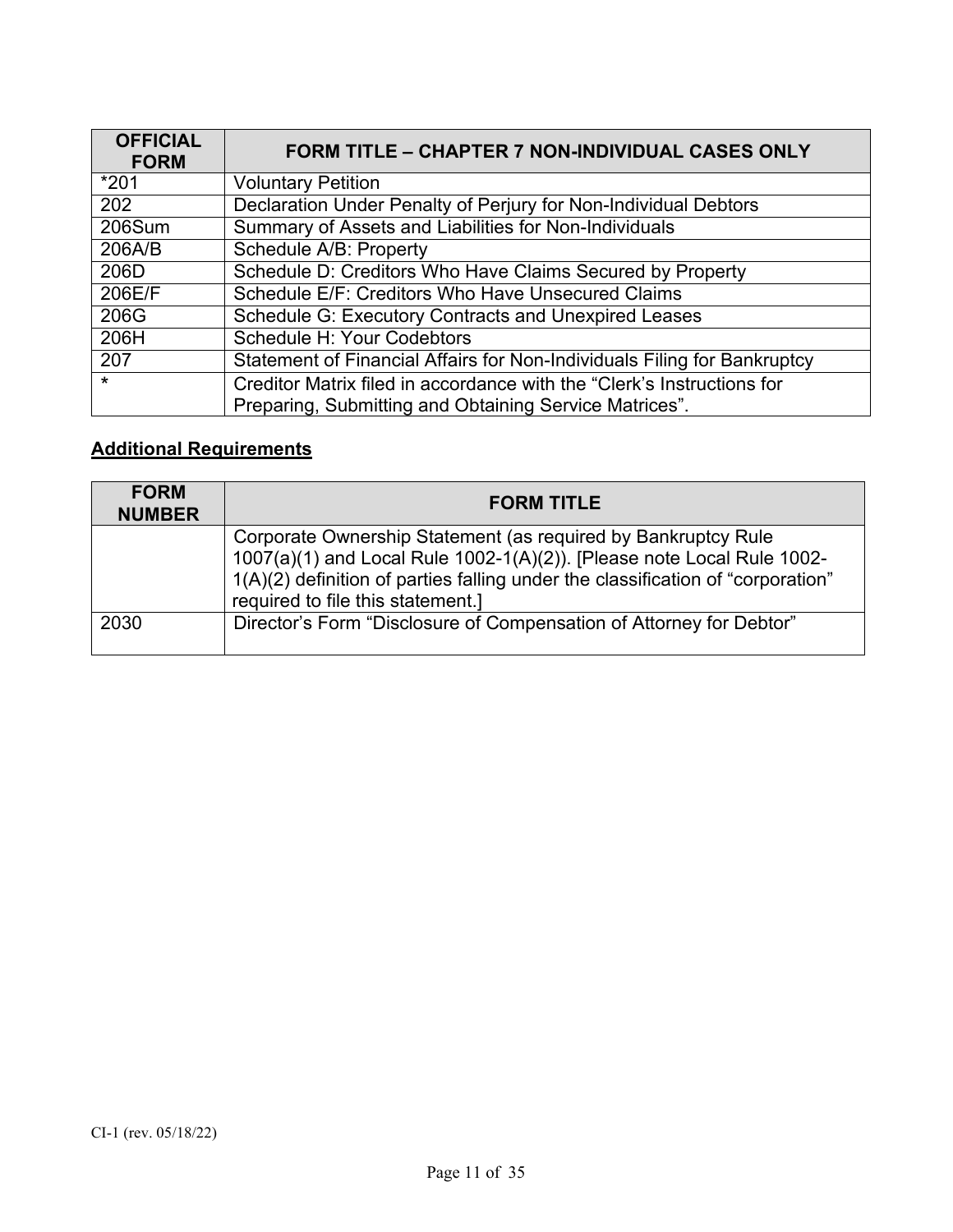| OFFICIAL FORM | FORM TITLE – CHAPTER 7 NON-INDIVIDUAL CASES ONLY |
| --- | --- |
| *201 | Voluntary Petition |
| 202 | Declaration Under Penalty of Perjury for Non-Individual Debtors |
| 206Sum | Summary of Assets and Liabilities for Non-Individuals |
| 206A/B | Schedule A/B: Property |
| 206D | Schedule D: Creditors Who Have Claims Secured by Property |
| 206E/F | Schedule E/F: Creditors Who Have Unsecured Claims |
| 206G | Schedule G: Executory Contracts and Unexpired Leases |
| 206H | Schedule H: Your Codebtors |
| 207 | Statement of Financial Affairs for Non-Individuals Filing for Bankruptcy |
| * | Creditor Matrix filed in accordance with the "Clerk's Instructions for Preparing, Submitting and Obtaining Service Matrices". |

**Additional Requirements**

| FORM NUMBER | FORM TITLE |
| --- | --- |
| | Corporate Ownership Statement (as required by Bankruptcy Rule 1007(a)(1) and Local Rule 1002-1(A)(2)). [Please note Local Rule 1002-1(A)(2) definition of parties falling under the classification of "corporation" required to file this statement.] |
| 2030 | Director's Form "Disclosure of Compensation of Attorney for Debtor" |

CI-1 (rev. 05/18/22)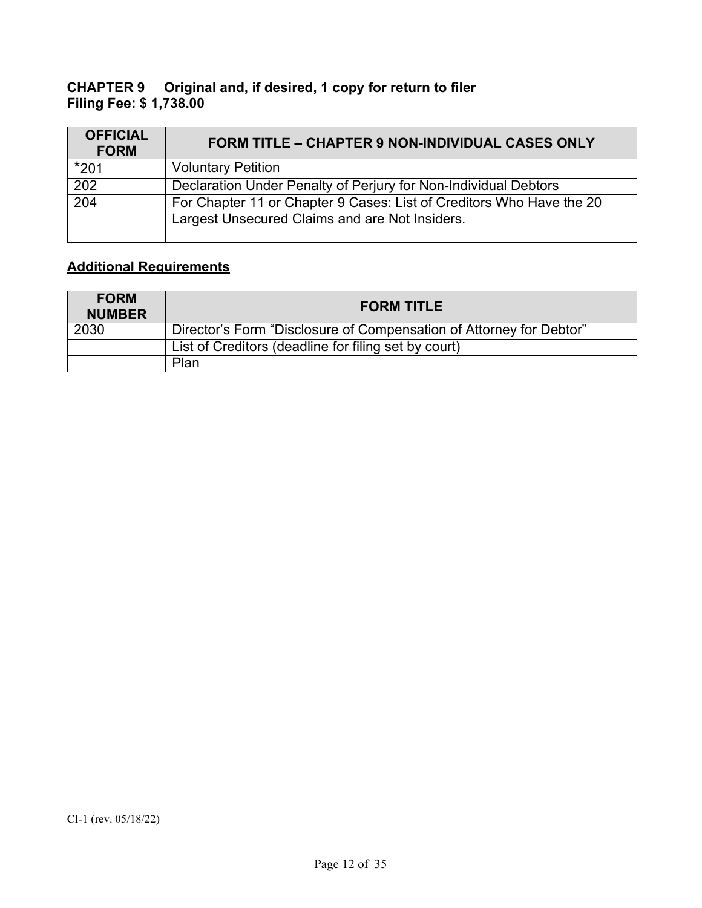**CHAPTER 9 Original and, if desired, 1 copy for return to filer**
**Filing Fee: $ 1,738.00**

| OFFICIAL FORM | FORM TITLE – CHAPTER 9 NON-INDIVIDUAL CASES ONLY |
|---|---|
| *201 | Voluntary Petition |
| 202 | Declaration Under Penalty of Perjury for Non-Individual Debtors |
| 204 | For Chapter 11 or Chapter 9 Cases: List of Creditors Who Have the 20 Largest Unsecured Claims and are Not Insiders. |

**Additional Requirements**

| FORM NUMBER | FORM TITLE |
|---|---|
| 2030 | Director's Form "Disclosure of Compensation of Attorney for Debtor" |
| | List of Creditors (deadline for filing set by court) |
| | Plan |

CI-1 (rev. 05/18/22)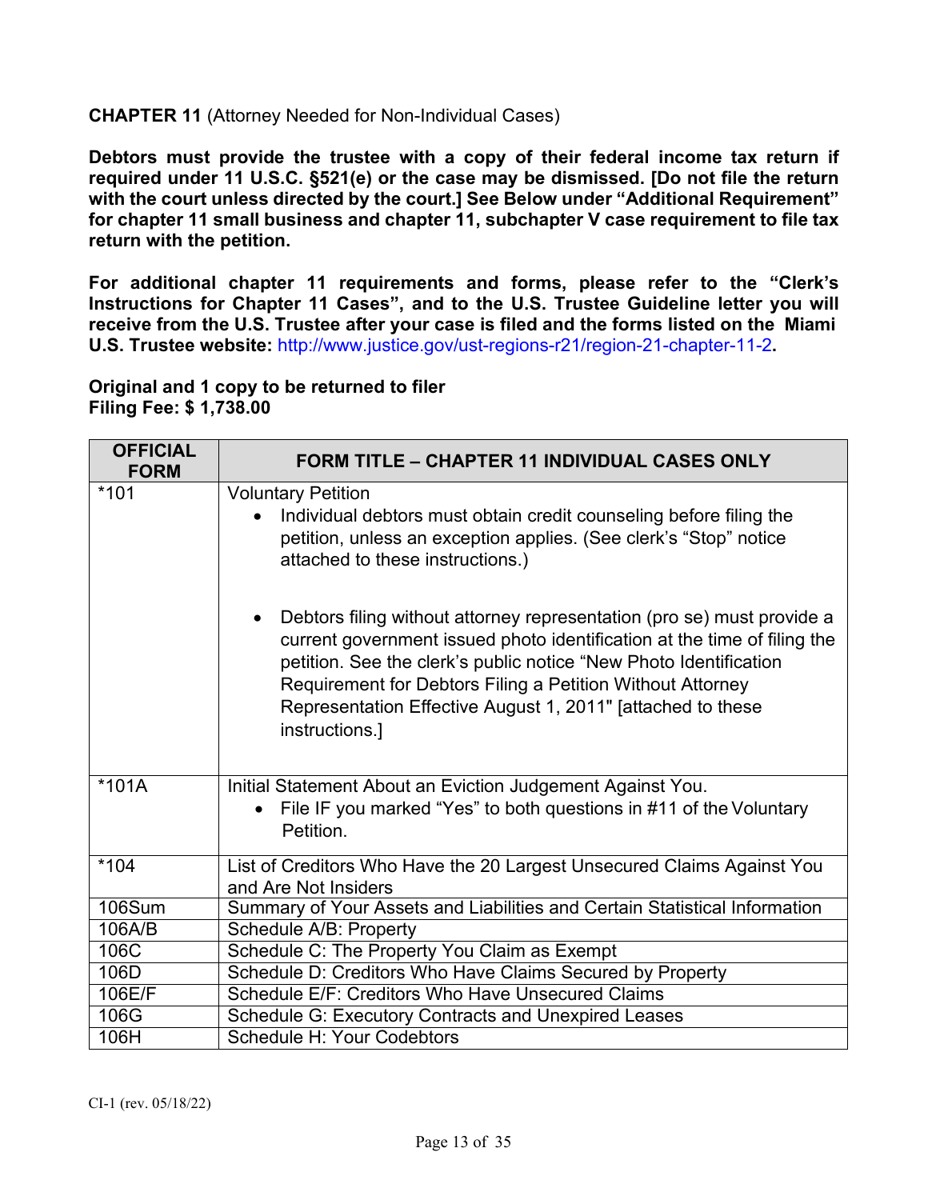**CHAPTER 11** (Attorney Needed for Non-Individual Cases)

**Debtors must provide the trustee with a copy of their federal income tax return if required under 11 U.S.C. §521(e) or the case may be dismissed. [Do not file the return with the court unless directed by the court.] See Below under "Additional Requirement" for chapter 11 small business and chapter 11, subchapter V case requirement to file tax return with the petition.**

**For additional chapter 11 requirements and forms, please refer to the "Clerk's Instructions for Chapter 11 Cases", and to the U.S. Trustee Guideline letter you will receive from the U.S. Trustee after your case is filed and the forms listed on the Miami U.S. Trustee website:** http://www.justice.gov/ust-regions-r21/region-21-chapter-11-2**.**

**Original and 1 copy to be returned to filer**
**Filing Fee: $ 1,738.00**

| OFFICIAL FORM | FORM TITLE – CHAPTER 11 INDIVIDUAL CASES ONLY |
|---|---|
| *101 | Voluntary Petition<br>• Individual debtors must obtain credit counseling before filing the petition, unless an exception applies. (See clerk's "Stop" notice attached to these instructions.)<br>• Debtors filing without attorney representation (pro se) must provide a current government issued photo identification at the time of filing the petition. See the clerk's public notice "New Photo Identification Requirement for Debtors Filing a Petition Without Attorney Representation Effective August 1, 2011" [attached to these instructions.] |
| *101A | Initial Statement About an Eviction Judgement Against You.<br>• File IF you marked "Yes" to both questions in #11 of the Voluntary Petition. |
| *104 | List of Creditors Who Have the 20 Largest Unsecured Claims Against You and Are Not Insiders |
| 106Sum | Summary of Your Assets and Liabilities and Certain Statistical Information |
| 106A/B | Schedule A/B: Property |
| 106C | Schedule C: The Property You Claim as Exempt |
| 106D | Schedule D: Creditors Who Have Claims Secured by Property |
| 106E/F | Schedule E/F: Creditors Who Have Unsecured Claims |
| 106G | Schedule G: Executory Contracts and Unexpired Leases |
| 106H | Schedule H: Your Codebtors |

CI-1 (rev. 05/18/22)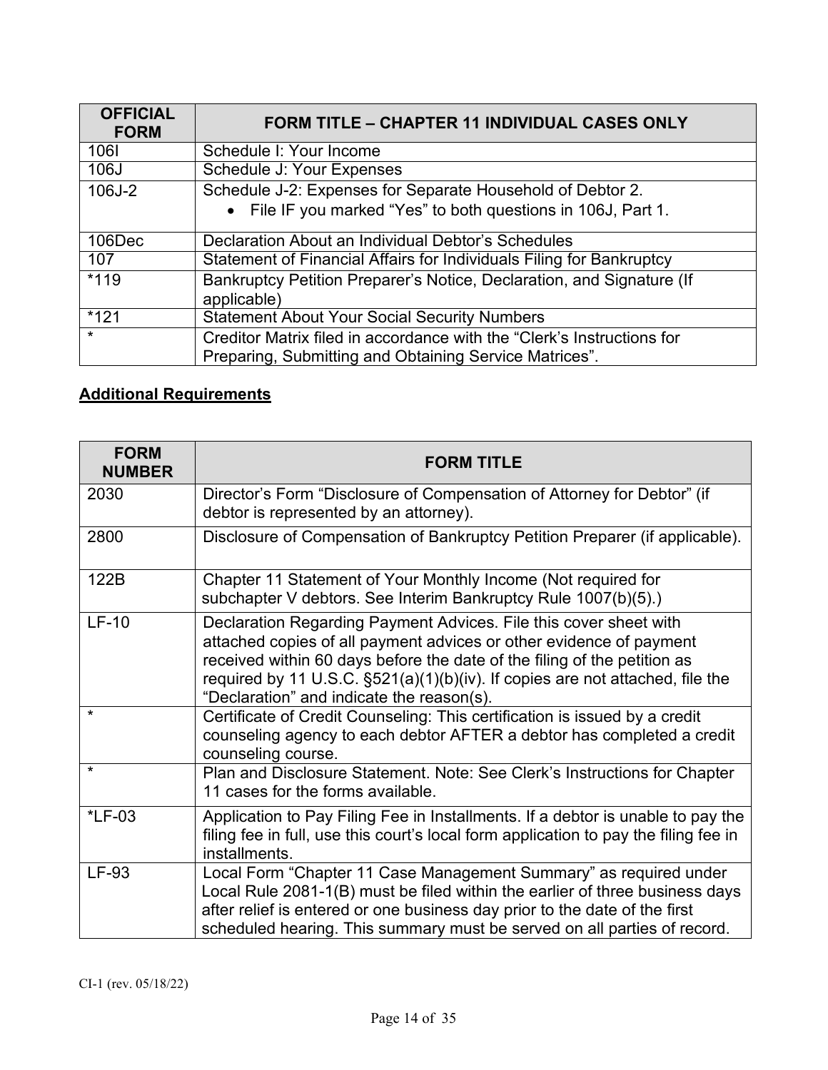| OFFICIAL FORM | FORM TITLE – CHAPTER 11 INDIVIDUAL CASES ONLY |
|---|---|
| 106I | Schedule I: Your Income |
| 106J | Schedule J: Your Expenses |
| 106J-2 | Schedule J-2: Expenses for Separate Household of Debtor 2.<br>• File IF you marked "Yes" to both questions in 106J, Part 1. |
| 106Dec | Declaration About an Individual Debtor's Schedules |
| 107 | Statement of Financial Affairs for Individuals Filing for Bankruptcy |
| *119 | Bankruptcy Petition Preparer's Notice, Declaration, and Signature (If applicable) |
| *121 | Statement About Your Social Security Numbers |
| * | Creditor Matrix filed in accordance with the "Clerk's Instructions for Preparing, Submitting and Obtaining Service Matrices". |

**<u>Additional Requirements</u>**

| FORM NUMBER | FORM TITLE |
|---|---|
| 2030 | Director's Form "Disclosure of Compensation of Attorney for Debtor" (if debtor is represented by an attorney). |
| 2800 | Disclosure of Compensation of Bankruptcy Petition Preparer (if applicable). |
| 122B | Chapter 11 Statement of Your Monthly Income (Not required for subchapter V debtors. See Interim Bankruptcy Rule 1007(b)(5).) |
| LF-10 | Declaration Regarding Payment Advices. File this cover sheet with attached copies of all payment advices or other evidence of payment received within 60 days before the date of the filing of the petition as required by 11 U.S.C. §521(a)(1)(b)(iv). If copies are not attached, file the "Declaration" and indicate the reason(s). |
| * | Certificate of Credit Counseling: This certification is issued by a credit counseling agency to each debtor AFTER a debtor has completed a credit counseling course. |
| * | Plan and Disclosure Statement. Note: See Clerk's Instructions for Chapter 11 cases for the forms available. |
| *LF-03 | Application to Pay Filing Fee in Installments. If a debtor is unable to pay the filing fee in full, use this court's local form application to pay the filing fee in installments. |
| LF-93 | Local Form "Chapter 11 Case Management Summary" as required under Local Rule 2081-1(B) must be filed within the earlier of three business days after relief is entered or one business day prior to the date of the first scheduled hearing. This summary must be served on all parties of record. |

CI-1 (rev. 05/18/22)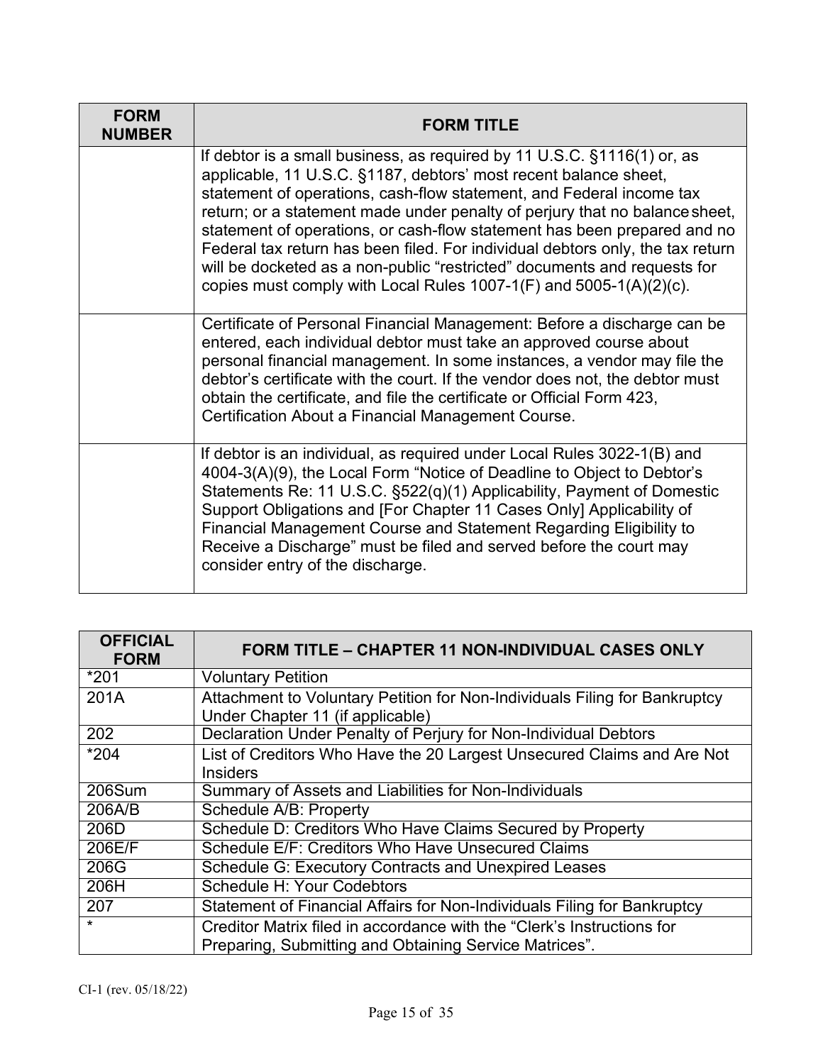| FORM NUMBER | FORM TITLE |
|---|---|
| | If debtor is a small business, as required by 11 U.S.C. §1116(1) or, as applicable, 11 U.S.C. §1187, debtors' most recent balance sheet, statement of operations, cash-flow statement, and Federal income tax return; or a statement made under penalty of perjury that no balance sheet, statement of operations, or cash-flow statement has been prepared and no Federal tax return has been filed. For individual debtors only, the tax return will be docketed as a non-public "restricted" documents and requests for copies must comply with Local Rules 1007-1(F) and 5005-1(A)(2)(c). |
| | Certificate of Personal Financial Management: Before a discharge can be entered, each individual debtor must take an approved course about personal financial management. In some instances, a vendor may file the debtor's certificate with the court. If the vendor does not, the debtor must obtain the certificate, and file the certificate or Official Form 423, Certification About a Financial Management Course. |
| | If debtor is an individual, as required under Local Rules 3022-1(B) and 4004-3(A)(9), the Local Form "Notice of Deadline to Object to Debtor's Statements Re: 11 U.S.C. §522(q)(1) Applicability, Payment of Domestic Support Obligations and [For Chapter 11 Cases Only] Applicability of Financial Management Course and Statement Regarding Eligibility to Receive a Discharge" must be filed and served before the court may consider entry of the discharge. |

| OFFICIAL FORM | FORM TITLE – CHAPTER 11 NON-INDIVIDUAL CASES ONLY |
|---|---|
| *201 | Voluntary Petition |
| 201A | Attachment to Voluntary Petition for Non-Individuals Filing for Bankruptcy Under Chapter 11 (if applicable) |
| 202 | Declaration Under Penalty of Perjury for Non-Individual Debtors |
| *204 | List of Creditors Who Have the 20 Largest Unsecured Claims and Are Not Insiders |
| 206Sum | Summary of Assets and Liabilities for Non-Individuals |
| 206A/B | Schedule A/B: Property |
| 206D | Schedule D: Creditors Who Have Claims Secured by Property |
| 206E/F | Schedule E/F: Creditors Who Have Unsecured Claims |
| 206G | Schedule G: Executory Contracts and Unexpired Leases |
| 206H | Schedule H: Your Codebtors |
| 207 | Statement of Financial Affairs for Non-Individuals Filing for Bankruptcy |
| * | Creditor Matrix filed in accordance with the "Clerk's Instructions for Preparing, Submitting and Obtaining Service Matrices". |

CI-1 (rev. 05/18/22)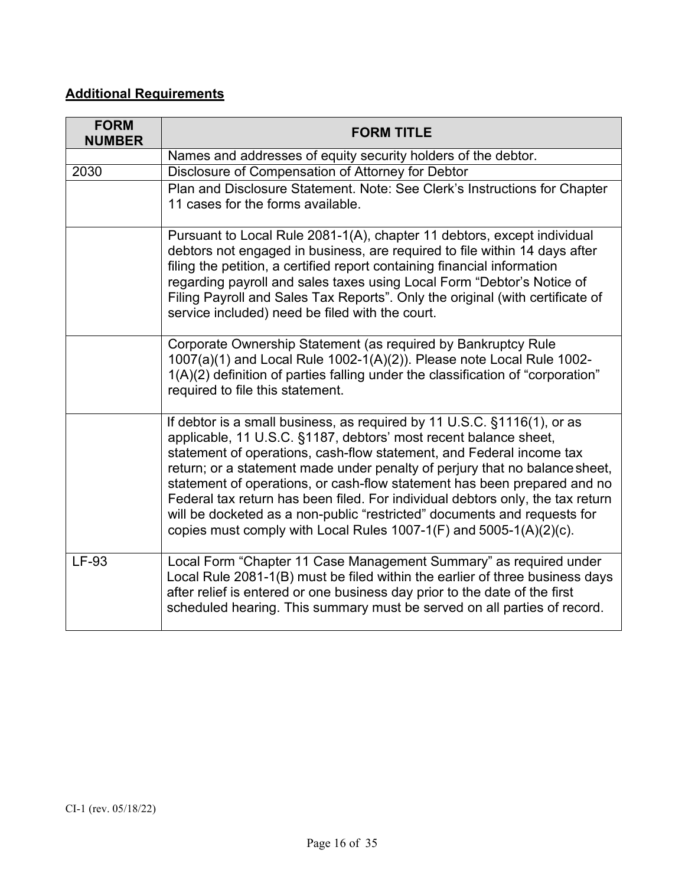**Additional Requirements**

| FORM NUMBER | FORM TITLE |
|---|---|
| | Names and addresses of equity security holders of the debtor. |
| 2030 | Disclosure of Compensation of Attorney for Debtor |
| | Plan and Disclosure Statement. Note: See Clerk's Instructions for Chapter 11 cases for the forms available. |
| | Pursuant to Local Rule 2081-1(A), chapter 11 debtors, except individual debtors not engaged in business, are required to file within 14 days after filing the petition, a certified report containing financial information regarding payroll and sales taxes using Local Form "Debtor's Notice of Filing Payroll and Sales Tax Reports". Only the original (with certificate of service included) need be filed with the court. |
| | Corporate Ownership Statement (as required by Bankruptcy Rule 1007(a)(1) and Local Rule 1002-1(A)(2)). Please note Local Rule 1002-1(A)(2) definition of parties falling under the classification of "corporation" required to file this statement. |
| | If debtor is a small business, as required by 11 U.S.C. §1116(1), or as applicable, 11 U.S.C. §1187, debtors' most recent balance sheet, statement of operations, cash-flow statement, and Federal income tax return; or a statement made under penalty of perjury that no balance sheet, statement of operations, or cash-flow statement has been prepared and no Federal tax return has been filed. For individual debtors only, the tax return will be docketed as a non-public "restricted" documents and requests for copies must comply with Local Rules 1007-1(F) and 5005-1(A)(2)(c). |
| LF-93 | Local Form "Chapter 11 Case Management Summary" as required under Local Rule 2081-1(B) must be filed within the earlier of three business days after relief is entered or one business day prior to the date of the first scheduled hearing. This summary must be served on all parties of record. |

CI-1 (rev. 05/18/22)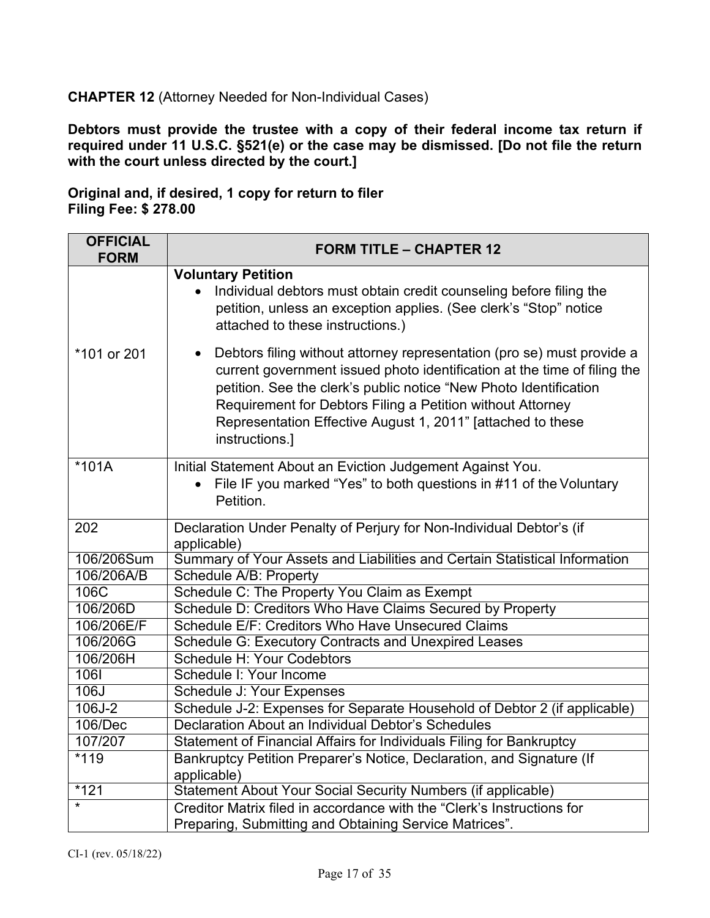**CHAPTER 12** (Attorney Needed for Non-Individual Cases)

**Debtors must provide the trustee with a copy of their federal income tax return if required under 11 U.S.C. §521(e) or the case may be dismissed. [Do not file the return with the court unless directed by the court.]**

**Original and, if desired, 1 copy for return to filer**
**Filing Fee: $ 278.00**

| OFFICIAL FORM | FORM TITLE – CHAPTER 12 |
|---|---|
| *101 or 201 | **Voluntary Petition**<br>• Individual debtors must obtain credit counseling before filing the petition, unless an exception applies. (See clerk's "Stop" notice attached to these instructions.)<br>• Debtors filing without attorney representation (pro se) must provide a current government issued photo identification at the time of filing the petition. See the clerk's public notice "New Photo Identification Requirement for Debtors Filing a Petition without Attorney Representation Effective August 1, 2011" [attached to these instructions.] |
| *101A | Initial Statement About an Eviction Judgement Against You.<br>• File IF you marked "Yes" to both questions in #11 of the Voluntary Petition. |
| 202 | Declaration Under Penalty of Perjury for Non-Individual Debtor's (if applicable) |
| 106/206Sum | Summary of Your Assets and Liabilities and Certain Statistical Information |
| 106/206A/B | Schedule A/B: Property |
| 106C | Schedule C: The Property You Claim as Exempt |
| 106/206D | Schedule D: Creditors Who Have Claims Secured by Property |
| 106/206E/F | Schedule E/F: Creditors Who Have Unsecured Claims |
| 106/206G | Schedule G: Executory Contracts and Unexpired Leases |
| 106/206H | Schedule H: Your Codebtors |
| 106I | Schedule I: Your Income |
| 106J | Schedule J: Your Expenses |
| 106J-2 | Schedule J-2: Expenses for Separate Household of Debtor 2 (if applicable) |
| 106/Dec | Declaration About an Individual Debtor's Schedules |
| 107/207 | Statement of Financial Affairs for Individuals Filing for Bankruptcy |
| *119 | Bankruptcy Petition Preparer's Notice, Declaration, and Signature (If applicable) |
| *121 | Statement About Your Social Security Numbers (if applicable) |
| * | Creditor Matrix filed in accordance with the "Clerk's Instructions for Preparing, Submitting and Obtaining Service Matrices". |

CI-1 (rev. 05/18/22)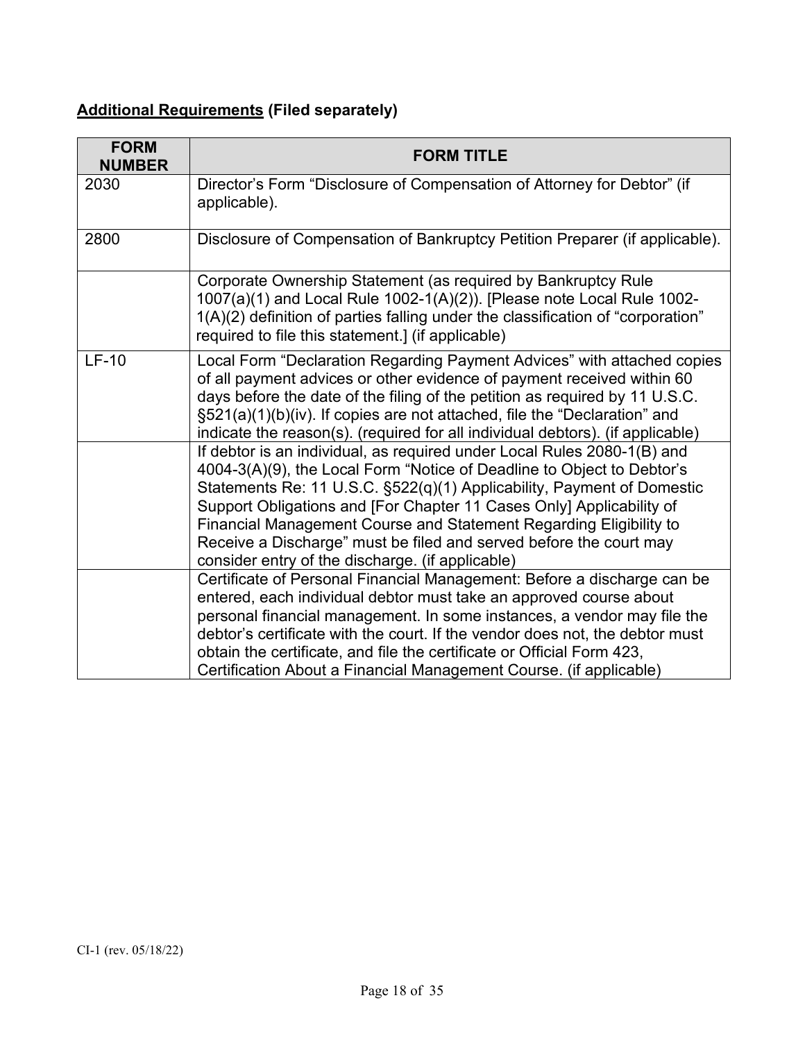**<u>Additional Requirements</u> (Filed separately)**

| FORM NUMBER | FORM TITLE |
| --- | --- |
| 2030 | Director's Form "Disclosure of Compensation of Attorney for Debtor" (if applicable). |
| 2800 | Disclosure of Compensation of Bankruptcy Petition Preparer (if applicable). |
| | Corporate Ownership Statement (as required by Bankruptcy Rule 1007(a)(1) and Local Rule 1002-1(A)(2)). [Please note Local Rule 1002-1(A)(2) definition of parties falling under the classification of "corporation" required to file this statement.] (if applicable) |
| LF-10 | Local Form "Declaration Regarding Payment Advices" with attached copies of all payment advices or other evidence of payment received within 60 days before the date of the filing of the petition as required by 11 U.S.C. §521(a)(1)(b)(iv). If copies are not attached, file the "Declaration" and indicate the reason(s). (required for all individual debtors). (if applicable) |
| | If debtor is an individual, as required under Local Rules 2080-1(B) and 4004-3(A)(9), the Local Form "Notice of Deadline to Object to Debtor's Statements Re: 11 U.S.C. §522(q)(1) Applicability, Payment of Domestic Support Obligations and [For Chapter 11 Cases Only] Applicability of Financial Management Course and Statement Regarding Eligibility to Receive a Discharge" must be filed and served before the court may consider entry of the discharge. (if applicable) |
| | Certificate of Personal Financial Management: Before a discharge can be entered, each individual debtor must take an approved course about personal financial management. In some instances, a vendor may file the debtor's certificate with the court. If the vendor does not, the debtor must obtain the certificate, and file the certificate or Official Form 423, Certification About a Financial Management Course. (if applicable) |

CI-1 (rev. 05/18/22)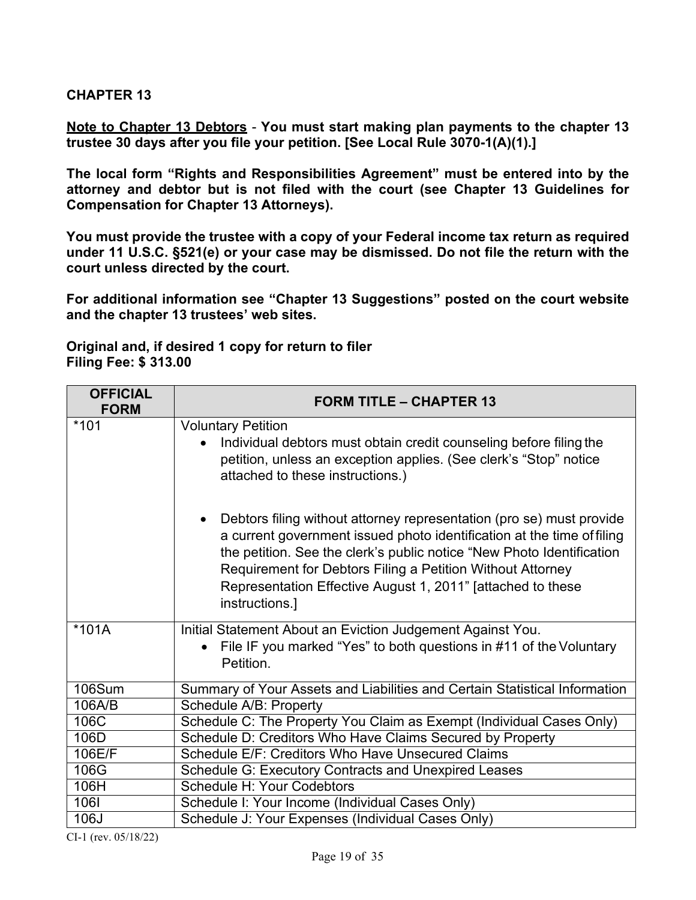## CHAPTER 13

**<u>Note to Chapter 13 Debtors</u> - You must start making plan payments to the chapter 13 trustee 30 days after you file your petition. [See Local Rule 3070-1(A)(1).]**

**The local form "Rights and Responsibilities Agreement" must be entered into by the attorney and debtor but is not filed with the court (see Chapter 13 Guidelines for Compensation for Chapter 13 Attorneys).**

**You must provide the trustee with a copy of your Federal income tax return as required under 11 U.S.C. §521(e) or your case may be dismissed. Do not file the return with the court unless directed by the court.**

**For additional information see "Chapter 13 Suggestions" posted on the court website and the chapter 13 trustees' web sites.**

**Original and, if desired 1 copy for return to filer**
**Filing Fee: $ 313.00**

| OFFICIAL FORM | FORM TITLE – CHAPTER 13 |
|---|---|
| *101 | Voluntary Petition<br>• Individual debtors must obtain credit counseling before filing the petition, unless an exception applies. (See clerk's "Stop" notice attached to these instructions.)<br><br>• Debtors filing without attorney representation (pro se) must provide a current government issued photo identification at the time of filing the petition. See the clerk's public notice "New Photo Identification Requirement for Debtors Filing a Petition Without Attorney Representation Effective August 1, 2011" [attached to these instructions.] |
| *101A | Initial Statement About an Eviction Judgement Against You.<br>• File IF you marked "Yes" to both questions in #11 of the Voluntary Petition. |
| 106Sum | Summary of Your Assets and Liabilities and Certain Statistical Information |
| 106A/B | Schedule A/B: Property |
| 106C | Schedule C: The Property You Claim as Exempt (Individual Cases Only) |
| 106D | Schedule D: Creditors Who Have Claims Secured by Property |
| 106E/F | Schedule E/F: Creditors Who Have Unsecured Claims |
| 106G | Schedule G: Executory Contracts and Unexpired Leases |
| 106H | Schedule H: Your Codebtors |
| 106I | Schedule I: Your Income (Individual Cases Only) |
| 106J | Schedule J: Your Expenses (Individual Cases Only) |

CI-1 (rev. 05/18/22)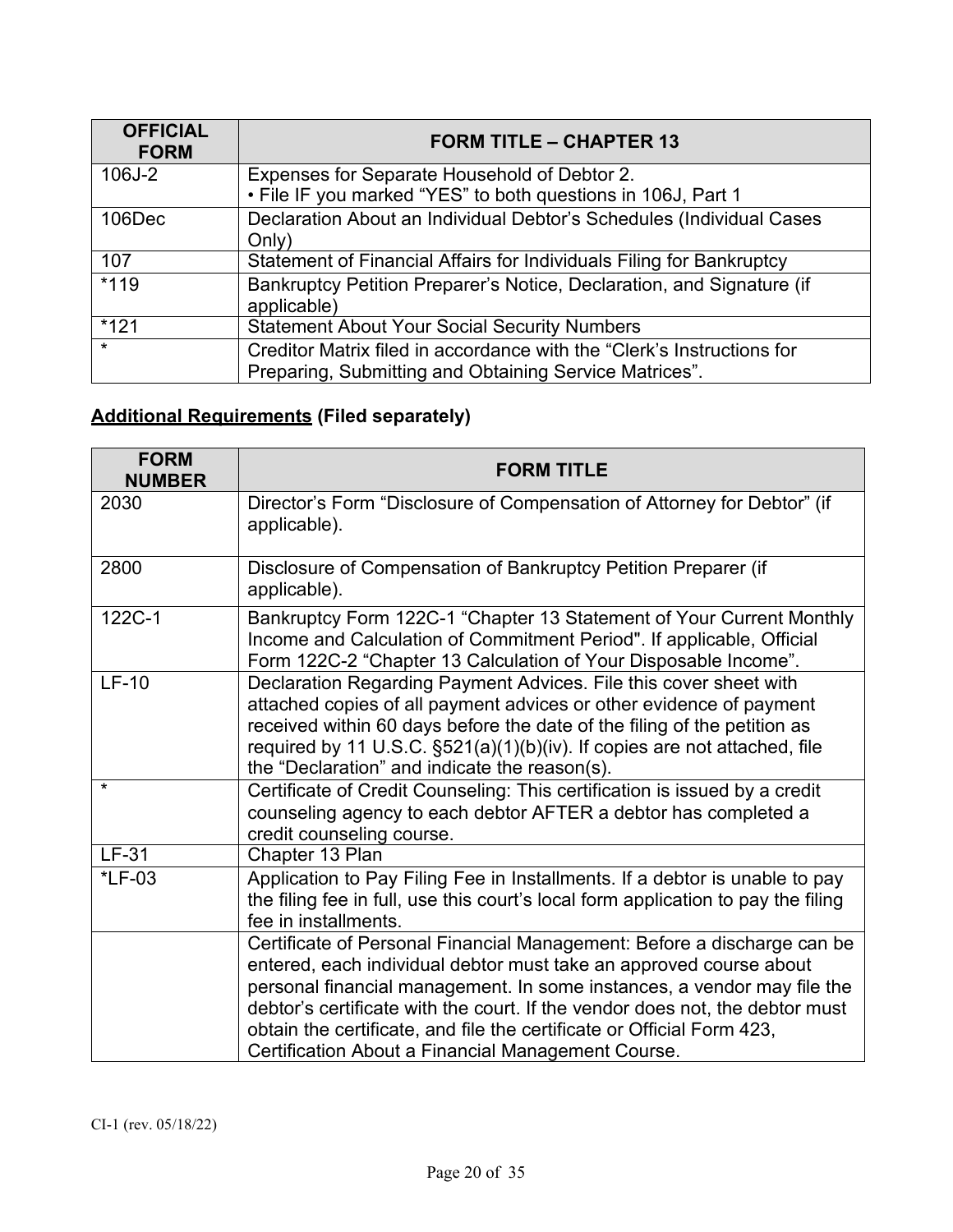| OFFICIAL FORM | FORM TITLE – CHAPTER 13 |
|---|---|
| 106J-2 | Expenses for Separate Household of Debtor 2.<br>• File IF you marked "YES" to both questions in 106J, Part 1 |
| 106Dec | Declaration About an Individual Debtor's Schedules (Individual Cases Only) |
| 107 | Statement of Financial Affairs for Individuals Filing for Bankruptcy |
| *119 | Bankruptcy Petition Preparer's Notice, Declaration, and Signature (if applicable) |
| *121 | Statement About Your Social Security Numbers |
| * | Creditor Matrix filed in accordance with the "Clerk's Instructions for Preparing, Submitting and Obtaining Service Matrices". |

**Additional Requirements (Filed separately)**

| FORM NUMBER | FORM TITLE |
|---|---|
| 2030 | Director's Form "Disclosure of Compensation of Attorney for Debtor" (if applicable). |
| 2800 | Disclosure of Compensation of Bankruptcy Petition Preparer (if applicable). |
| 122C-1 | Bankruptcy Form 122C-1 "Chapter 13 Statement of Your Current Monthly Income and Calculation of Commitment Period". If applicable, Official Form 122C-2 "Chapter 13 Calculation of Your Disposable Income". |
| LF-10 | Declaration Regarding Payment Advices. File this cover sheet with attached copies of all payment advices or other evidence of payment received within 60 days before the date of the filing of the petition as required by 11 U.S.C. §521(a)(1)(b)(iv). If copies are not attached, file the "Declaration" and indicate the reason(s). |
| * | Certificate of Credit Counseling: This certification is issued by a credit counseling agency to each debtor AFTER a debtor has completed a credit counseling course. |
| LF-31 | Chapter 13 Plan |
| *LF-03 | Application to Pay Filing Fee in Installments. If a debtor is unable to pay the filing fee in full, use this court's local form application to pay the filing fee in installments. |
| | Certificate of Personal Financial Management: Before a discharge can be entered, each individual debtor must take an approved course about personal financial management. In some instances, a vendor may file the debtor's certificate with the court. If the vendor does not, the debtor must obtain the certificate, and file the certificate or Official Form 423, Certification About a Financial Management Course. |

CI-1 (rev. 05/18/22)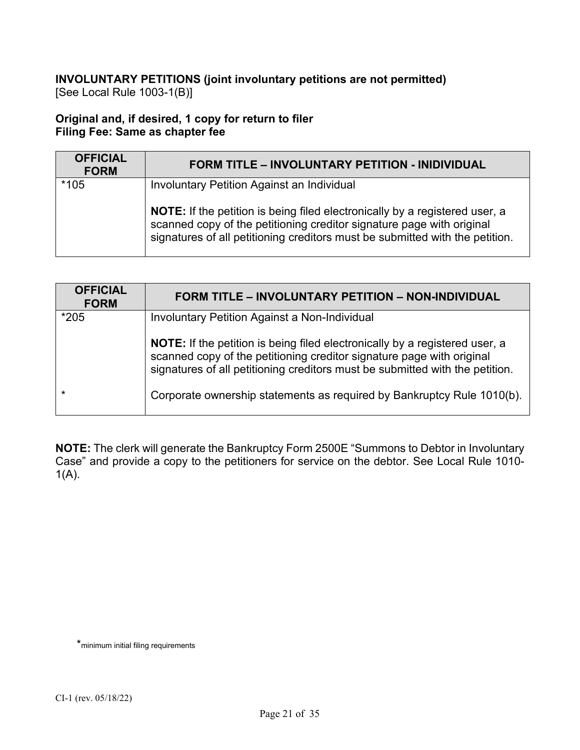**INVOLUNTARY PETITIONS (joint involuntary petitions are not permitted)**
[See Local Rule 1003-1(B)]

**Original and, if desired, 1 copy for return to filer**
**Filing Fee: Same as chapter fee**

| OFFICIAL FORM | FORM TITLE – INVOLUNTARY PETITION - INIDIVIDUAL |
|---|---|
| *105 | Involuntary Petition Against an Individual<br><br>**NOTE:** If the petition is being filed electronically by a registered user, a scanned copy of the petitioning creditor signature page with original signatures of all petitioning creditors must be submitted with the petition. |

| OFFICIAL FORM | FORM TITLE – INVOLUNTARY PETITION – NON-INDIVIDUAL |
|---|---|
| *205 | Involuntary Petition Against a Non-Individual<br><br>**NOTE:** If the petition is being filed electronically by a registered user, a scanned copy of the petitioning creditor signature page with original signatures of all petitioning creditors must be submitted with the petition. |
| * | Corporate ownership statements as required by Bankruptcy Rule 1010(b). |

**NOTE:** The clerk will generate the Bankruptcy Form 2500E "Summons to Debtor in Involuntary Case" and provide a copy to the petitioners for service on the debtor. See Local Rule 1010-1(A).

*minimum initial filing requirements

CI-1 (rev. 05/18/22)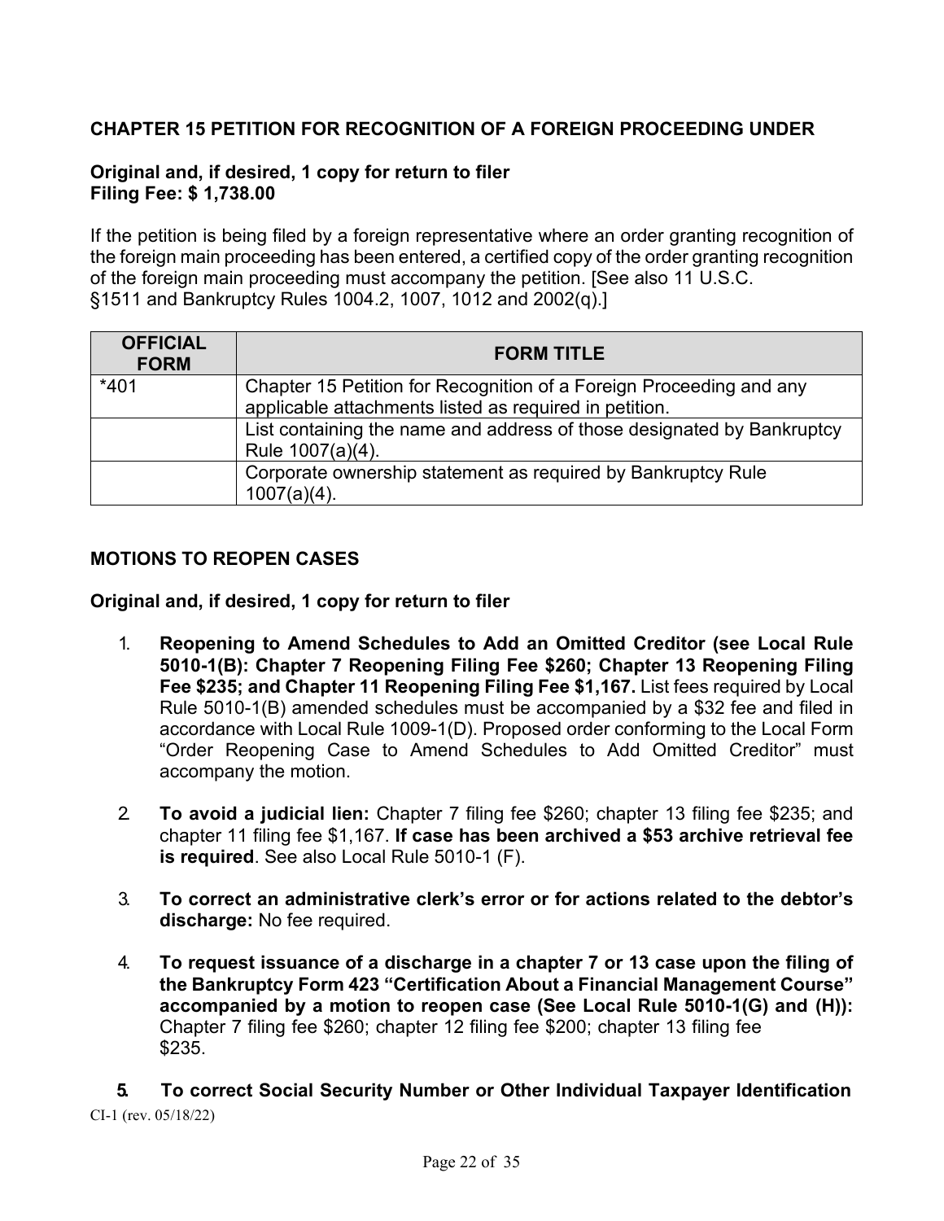## CHAPTER 15 PETITION FOR RECOGNITION OF A FOREIGN PROCEEDING UNDER

**Original and, if desired, 1 copy for return to filer**
**Filing Fee: $ 1,738.00**

If the petition is being filed by a foreign representative where an order granting recognition of the foreign main proceeding has been entered, a certified copy of the order granting recognition of the foreign main proceeding must accompany the petition. [See also 11 U.S.C. §1511 and Bankruptcy Rules 1004.2, 1007, 1012 and 2002(q).]

| OFFICIAL FORM | FORM TITLE |
|---|---|
| *401 | Chapter 15 Petition for Recognition of a Foreign Proceeding and any applicable attachments listed as required in petition. |
| | List containing the name and address of those designated by Bankruptcy Rule 1007(a)(4). |
| | Corporate ownership statement as required by Bankruptcy Rule 1007(a)(4). |

## MOTIONS TO REOPEN CASES

**Original and, if desired, 1 copy for return to filer**

1. **Reopening to Amend Schedules to Add an Omitted Creditor (see Local Rule 5010-1(B): Chapter 7 Reopening Filing Fee $260; Chapter 13 Reopening Filing Fee $235; and Chapter 11 Reopening Filing Fee $1,167.** List fees required by Local Rule 5010-1(B) amended schedules must be accompanied by a $32 fee and filed in accordance with Local Rule 1009-1(D). Proposed order conforming to the Local Form "Order Reopening Case to Amend Schedules to Add Omitted Creditor" must accompany the motion.

2. **To avoid a judicial lien:** Chapter 7 filing fee $260; chapter 13 filing fee $235; and chapter 11 filing fee $1,167. **If case has been archived a $53 archive retrieval fee is required**. See also Local Rule 5010-1 (F).

3. **To correct an administrative clerk's error or for actions related to the debtor's discharge:** No fee required.

4. **To request issuance of a discharge in a chapter 7 or 13 case upon the filing of the Bankruptcy Form 423 "Certification About a Financial Management Course" accompanied by a motion to reopen case (See Local Rule 5010-1(G) and (H)):** Chapter 7 filing fee $260; chapter 12 filing fee $200; chapter 13 filing fee $235.

5. **To correct Social Security Number or Other Individual Taxpayer Identification**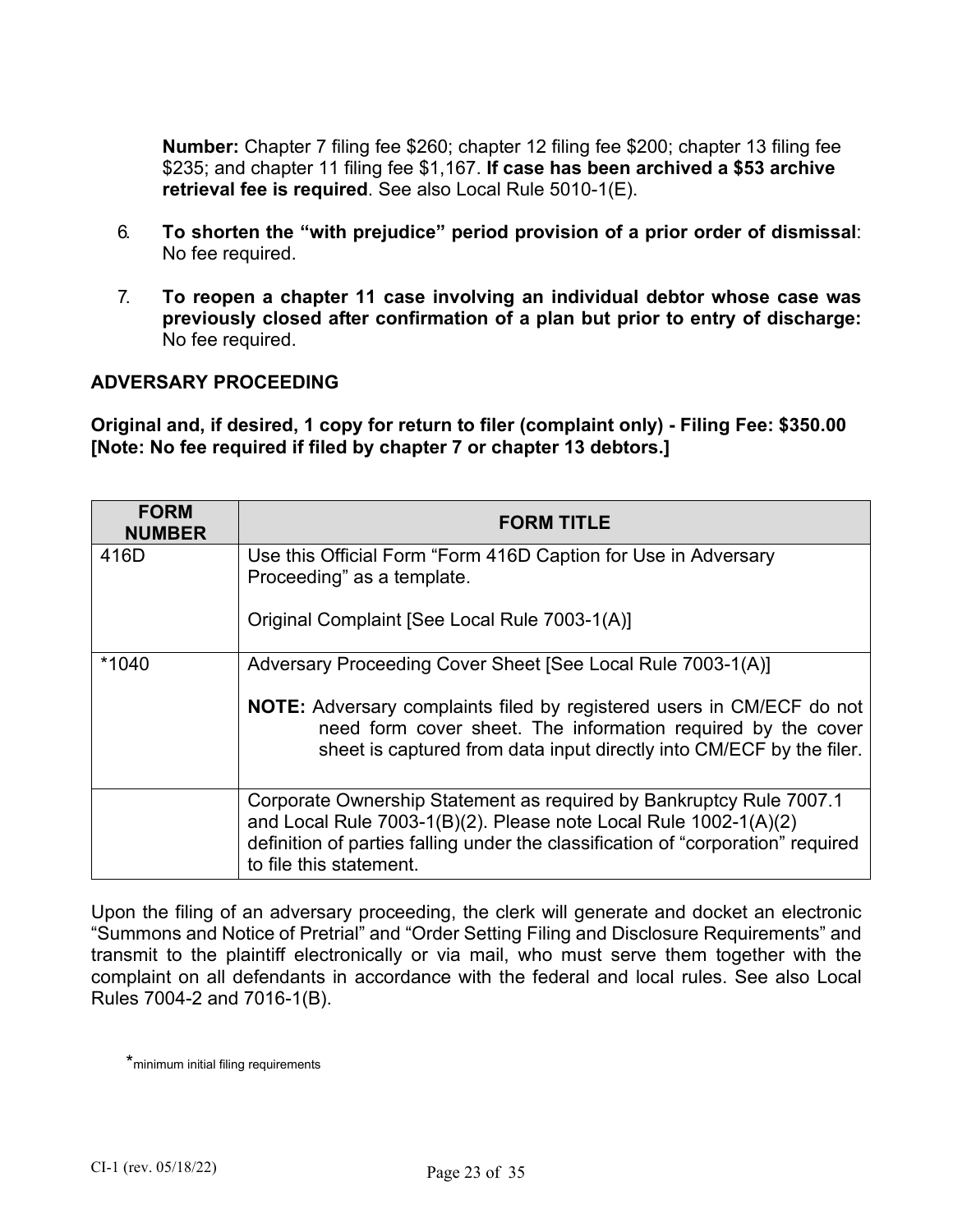**Number:** Chapter 7 filing fee $260; chapter 12 filing fee $200; chapter 13 filing fee $235; and chapter 11 filing fee $1,167. **If case has been archived a $53 archive retrieval fee is required**. See also Local Rule 5010-1(E).

6. **To shorten the "with prejudice" period provision of a prior order of dismissal**: No fee required.

7. **To reopen a chapter 11 case involving an individual debtor whose case was previously closed after confirmation of a plan but prior to entry of discharge:** No fee required.

## ADVERSARY PROCEEDING

**Original and, if desired, 1 copy for return to filer (complaint only) - Filing Fee: $350.00 [Note: No fee required if filed by chapter 7 or chapter 13 debtors.]**

| FORM NUMBER | FORM TITLE |
|---|---|
| 416D | Use this Official Form "Form 416D Caption for Use in Adversary Proceeding" as a template.<br><br>Original Complaint [See Local Rule 7003-1(A)] |
| *1040 | Adversary Proceeding Cover Sheet [See Local Rule 7003-1(A)]<br><br>**NOTE:** Adversary complaints filed by registered users in CM/ECF do not need form cover sheet. The information required by the cover sheet is captured from data input directly into CM/ECF by the filer. |
| | Corporate Ownership Statement as required by Bankruptcy Rule 7007.1 and Local Rule 7003-1(B)(2). Please note Local Rule 1002-1(A)(2) definition of parties falling under the classification of "corporation" required to file this statement. |

Upon the filing of an adversary proceeding, the clerk will generate and docket an electronic "Summons and Notice of Pretrial" and "Order Setting Filing and Disclosure Requirements" and transmit to the plaintiff electronically or via mail, who must serve them together with the complaint on all defendants in accordance with the federal and local rules. See also Local Rules 7004-2 and 7016-1(B).

*minimum initial filing requirements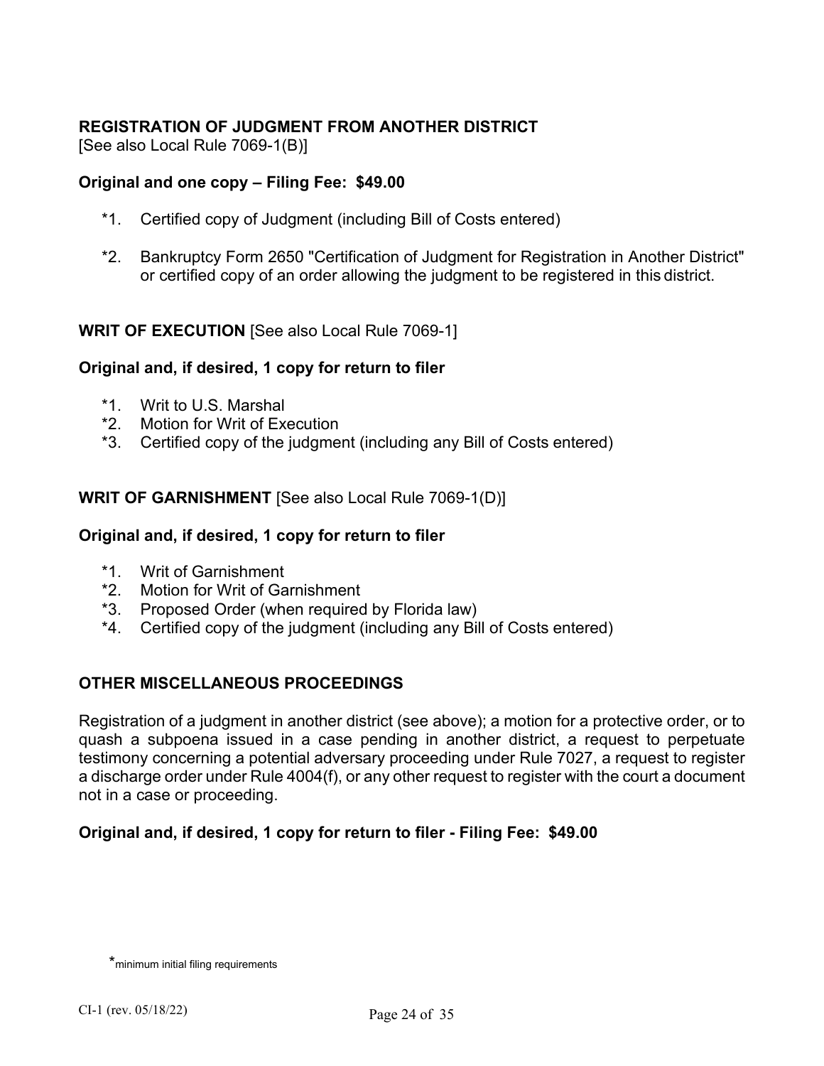**REGISTRATION OF JUDGMENT FROM ANOTHER DISTRICT**
[See also Local Rule 7069-1(B)]

**Original and one copy – Filing Fee: $49.00**

*1. Certified copy of Judgment (including Bill of Costs entered)

*2. Bankruptcy Form 2650 "Certification of Judgment for Registration in Another District" or certified copy of an order allowing the judgment to be registered in this district.

**WRIT OF EXECUTION** [See also Local Rule 7069-1]

**Original and, if desired, 1 copy for return to filer**

*1. Writ to U.S. Marshal
*2. Motion for Writ of Execution
*3. Certified copy of the judgment (including any Bill of Costs entered)

**WRIT OF GARNISHMENT** [See also Local Rule 7069-1(D)]

**Original and, if desired, 1 copy for return to filer**

*1. Writ of Garnishment
*2. Motion for Writ of Garnishment
*3. Proposed Order (when required by Florida law)
*4. Certified copy of the judgment (including any Bill of Costs entered)

**OTHER MISCELLANEOUS PROCEEDINGS**

Registration of a judgment in another district (see above); a motion for a protective order, or to quash a subpoena issued in a case pending in another district, a request to perpetuate testimony concerning a potential adversary proceeding under Rule 7027, a request to register a discharge order under Rule 4004(f), or any other request to register with the court a document not in a case or proceeding.

**Original and, if desired, 1 copy for return to filer - Filing Fee: $49.00**

*minimum initial filing requirements

CI-1 (rev. 05/18/22)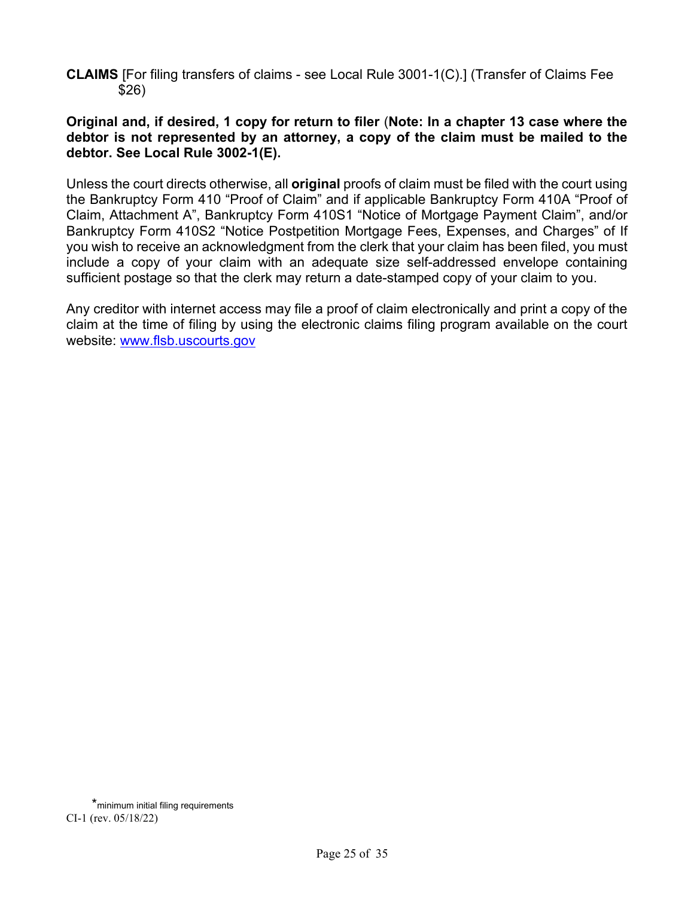**CLAIMS** [For filing transfers of claims - see Local Rule 3001-1(C).] (Transfer of Claims Fee $26)

**Original and, if desired, 1 copy for return to filer** (**Note: In a chapter 13 case where the debtor is not represented by an attorney, a copy of the claim must be mailed to the debtor. See Local Rule 3002-1(E).**

Unless the court directs otherwise, all **original** proofs of claim must be filed with the court using the Bankruptcy Form 410 "Proof of Claim" and if applicable Bankruptcy Form 410A "Proof of Claim, Attachment A", Bankruptcy Form 410S1 "Notice of Mortgage Payment Claim", and/or Bankruptcy Form 410S2 "Notice Postpetition Mortgage Fees, Expenses, and Charges" of If you wish to receive an acknowledgment from the clerk that your claim has been filed, you must include a copy of your claim with an adequate size self-addressed envelope containing sufficient postage so that the clerk may return a date-stamped copy of your claim to you.

Any creditor with internet access may file a proof of claim electronically and print a copy of the claim at the time of filing by using the electronic claims filing program available on the court website: [www.flsb.uscourts.gov](http://www.flsb.uscourts.gov)

*minimum initial filing requirements

CI-1 (rev. 05/18/22)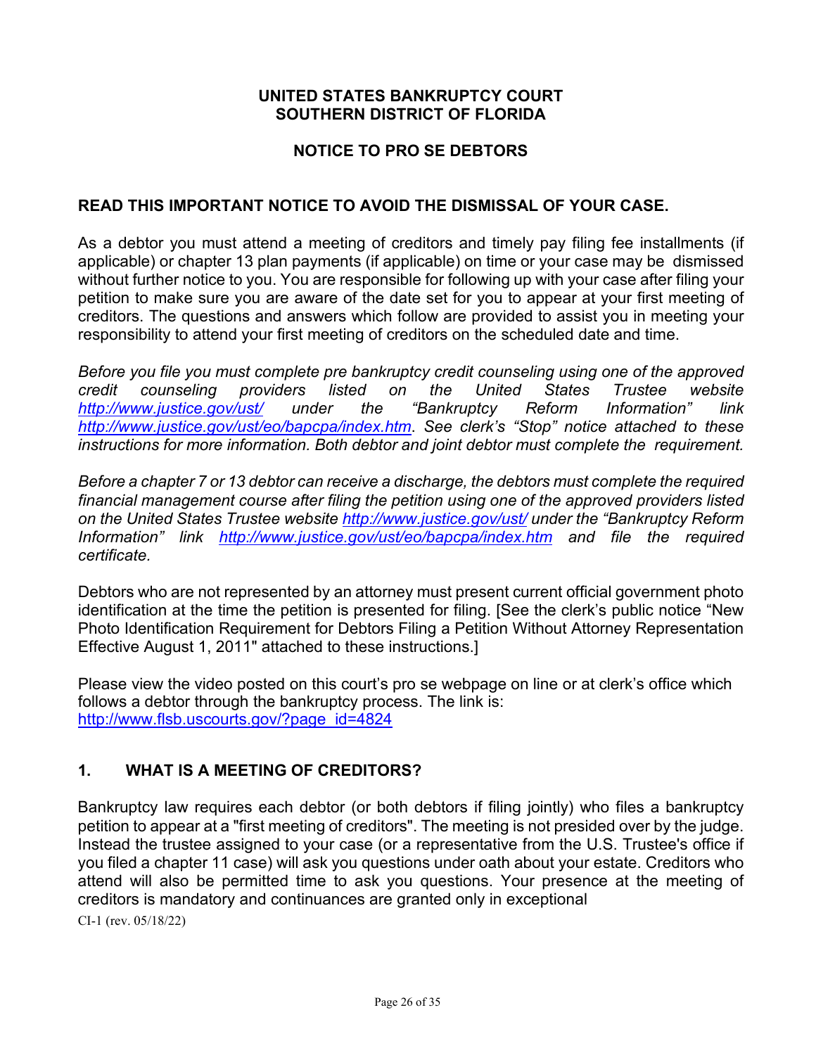**UNITED STATES BANKRUPTCY COURT**
**SOUTHERN DISTRICT OF FLORIDA**

**NOTICE TO PRO SE DEBTORS**

**READ THIS IMPORTANT NOTICE TO AVOID THE DISMISSAL OF YOUR CASE.**

As a debtor you must attend a meeting of creditors and timely pay filing fee installments (if applicable) or chapter 13 plan payments (if applicable) on time or your case may be dismissed without further notice to you. You are responsible for following up with your case after filing your petition to make sure you are aware of the date set for you to appear at your first meeting of creditors. The questions and answers which follow are provided to assist you in meeting your responsibility to attend your first meeting of creditors on the scheduled date and time.

*Before you file you must complete pre bankruptcy credit counseling using one of the approved credit counseling providers listed on the United States Trustee website [http://www.justice.gov/ust/](http://www.justice.gov/ust/) under the "Bankruptcy Reform Information" link [http://www.justice.gov/ust/eo/bapcpa/index.htm](http://www.justice.gov/ust/eo/bapcpa/index.htm). See clerk's "Stop" notice attached to these instructions for more information. Both debtor and joint debtor must complete the requirement.*

*Before a chapter 7 or 13 debtor can receive a discharge, the debtors must complete the required financial management course after filing the petition using one of the approved providers listed on the United States Trustee website [http://www.justice.gov/ust/](http://www.justice.gov/ust/) under the "Bankruptcy Reform Information" link [http://www.justice.gov/ust/eo/bapcpa/index.htm](http://www.justice.gov/ust/eo/bapcpa/index.htm) and file the required certificate.*

Debtors who are not represented by an attorney must present current official government photo identification at the time the petition is presented for filing. [See the clerk's public notice "New Photo Identification Requirement for Debtors Filing a Petition Without Attorney Representation Effective August 1, 2011" attached to these instructions.]

Please view the video posted on this court's pro se webpage on line or at clerk's office which follows a debtor through the bankruptcy process. The link is: [http://www.flsb.uscourts.gov/?page_id=4824](http://www.flsb.uscourts.gov/?page_id=4824)

## 1. WHAT IS A MEETING OF CREDITORS?

Bankruptcy law requires each debtor (or both debtors if filing jointly) who files a bankruptcy petition to appear at a "first meeting of creditors". The meeting is not presided over by the judge. Instead the trustee assigned to your case (or a representative from the U.S. Trustee's office if you filed a chapter 11 case) will ask you questions under oath about your estate. Creditors who attend will also be permitted time to ask you questions. Your presence at the meeting of creditors is mandatory and continuances are granted only in exceptional

CI-1 (rev. 05/18/22)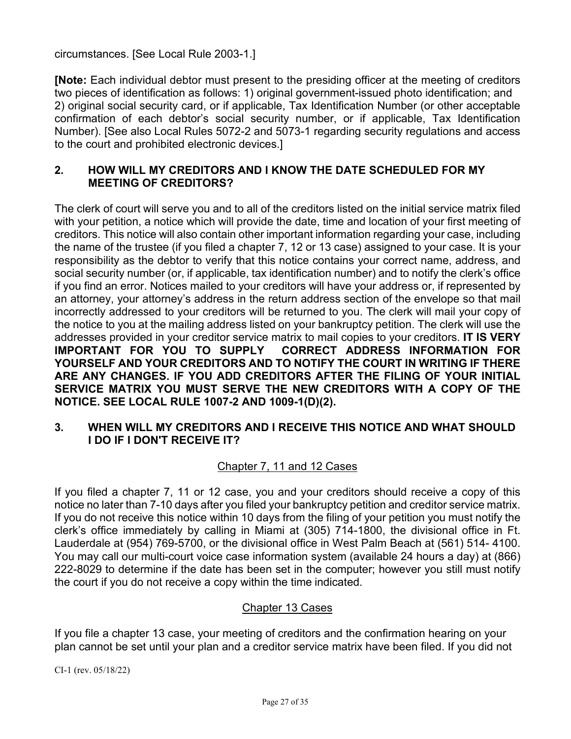circumstances. [See Local Rule 2003-1.]

**[Note:** Each individual debtor must present to the presiding officer at the meeting of creditors two pieces of identification as follows: 1) original government-issued photo identification; and 2) original social security card, or if applicable, Tax Identification Number (or other acceptable confirmation of each debtor's social security number, or if applicable, Tax Identification Number). [See also Local Rules 5072-2 and 5073-1 regarding security regulations and access to the court and prohibited electronic devices.]

## 2. HOW WILL MY CREDITORS AND I KNOW THE DATE SCHEDULED FOR MY MEETING OF CREDITORS?

The clerk of court will serve you and to all of the creditors listed on the initial service matrix filed with your petition, a notice which will provide the date, time and location of your first meeting of creditors. This notice will also contain other important information regarding your case, including the name of the trustee (if you filed a chapter 7, 12 or 13 case) assigned to your case. It is your responsibility as the debtor to verify that this notice contains your correct name, address, and social security number (or, if applicable, tax identification number) and to notify the clerk's office if you find an error. Notices mailed to your creditors will have your address or, if represented by an attorney, your attorney's address in the return address section of the envelope so that mail incorrectly addressed to your creditors will be returned to you. The clerk will mail your copy of the notice to you at the mailing address listed on your bankruptcy petition. The clerk will use the addresses provided in your creditor service matrix to mail copies to your creditors. **IT IS VERY IMPORTANT FOR YOU TO SUPPLY CORRECT ADDRESS INFORMATION FOR YOURSELF AND YOUR CREDITORS AND TO NOTIFY THE COURT IN WRITING IF THERE ARE ANY CHANGES. IF YOU ADD CREDITORS AFTER THE FILING OF YOUR INITIAL SERVICE MATRIX YOU MUST SERVE THE NEW CREDITORS WITH A COPY OF THE NOTICE. SEE LOCAL RULE 1007-2 AND 1009-1(D)(2).**

## 3. WHEN WILL MY CREDITORS AND I RECEIVE THIS NOTICE AND WHAT SHOULD I DO IF I DON'T RECEIVE IT?

<u>Chapter 7, 11 and 12 Cases</u>

If you filed a chapter 7, 11 or 12 case, you and your creditors should receive a copy of this notice no later than 7-10 days after you filed your bankruptcy petition and creditor service matrix. If you do not receive this notice within 10 days from the filing of your petition you must notify the clerk's office immediately by calling in Miami at (305) 714-1800, the divisional office in Ft. Lauderdale at (954) 769-5700, or the divisional office in West Palm Beach at (561) 514- 4100. You may call our multi-court voice case information system (available 24 hours a day) at (866) 222-8029 to determine if the date has been set in the computer; however you still must notify the court if you do not receive a copy within the time indicated.

<u>Chapter 13 Cases</u>

If you file a chapter 13 case, your meeting of creditors and the confirmation hearing on your plan cannot be set until your plan and a creditor service matrix have been filed. If you did not

CI-1 (rev. 05/18/22)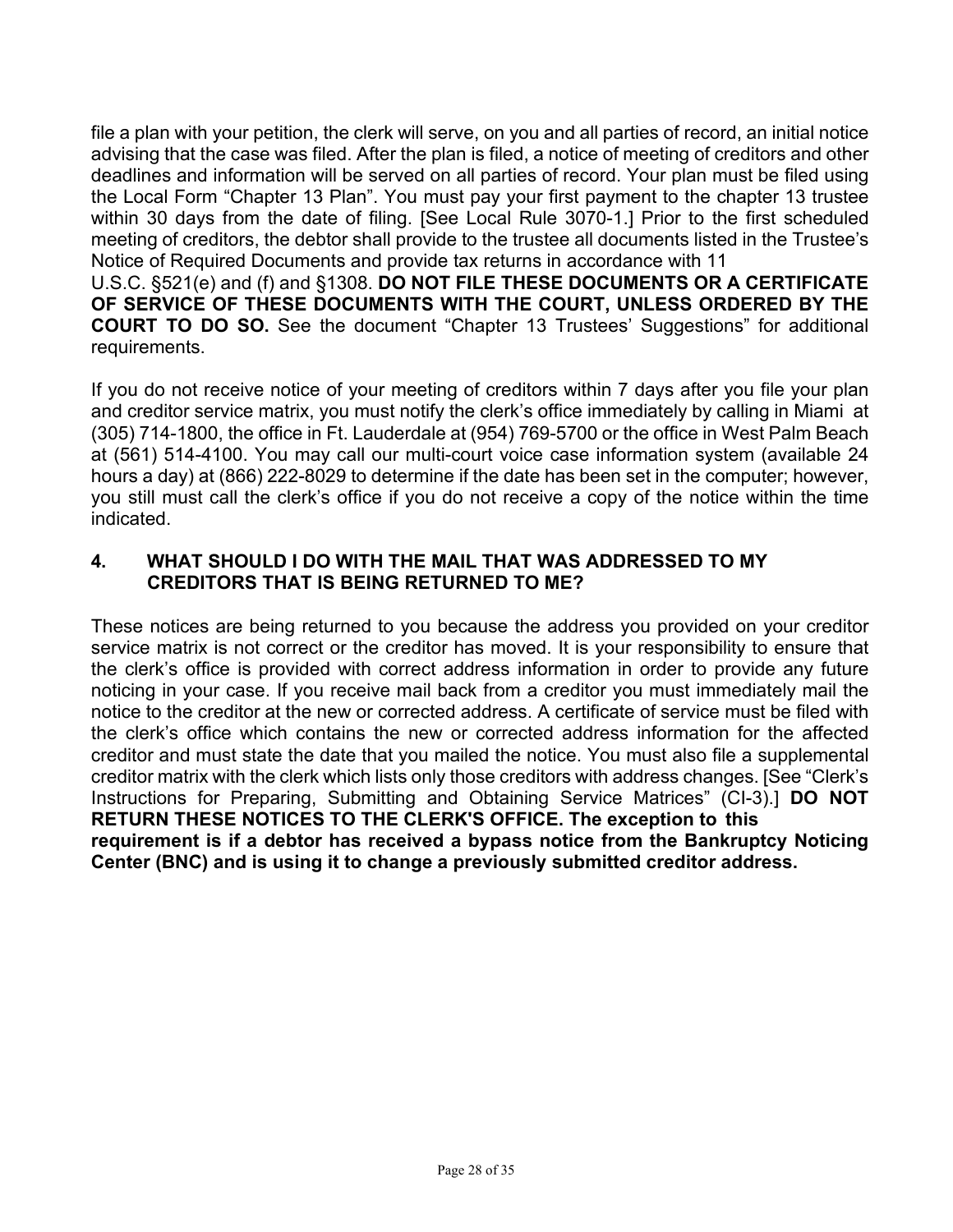file a plan with your petition, the clerk will serve, on you and all parties of record, an initial notice advising that the case was filed. After the plan is filed, a notice of meeting of creditors and other deadlines and information will be served on all parties of record. Your plan must be filed using the Local Form "Chapter 13 Plan". You must pay your first payment to the chapter 13 trustee within 30 days from the date of filing. [See Local Rule 3070-1.] Prior to the first scheduled meeting of creditors, the debtor shall provide to the trustee all documents listed in the Trustee's Notice of Required Documents and provide tax returns in accordance with 11 U.S.C. §521(e) and (f) and §1308. **DO NOT FILE THESE DOCUMENTS OR A CERTIFICATE OF SERVICE OF THESE DOCUMENTS WITH THE COURT, UNLESS ORDERED BY THE COURT TO DO SO.** See the document "Chapter 13 Trustees' Suggestions" for additional requirements.

If you do not receive notice of your meeting of creditors within 7 days after you file your plan and creditor service matrix, you must notify the clerk's office immediately by calling in Miami at (305) 714-1800, the office in Ft. Lauderdale at (954) 769-5700 or the office in West Palm Beach at (561) 514-4100. You may call our multi-court voice case information system (available 24 hours a day) at (866) 222-8029 to determine if the date has been set in the computer; however, you still must call the clerk's office if you do not receive a copy of the notice within the time indicated.

### 4. WHAT SHOULD I DO WITH THE MAIL THAT WAS ADDRESSED TO MY CREDITORS THAT IS BEING RETURNED TO ME?

These notices are being returned to you because the address you provided on your creditor service matrix is not correct or the creditor has moved. It is your responsibility to ensure that the clerk's office is provided with correct address information in order to provide any future noticing in your case. If you receive mail back from a creditor you must immediately mail the notice to the creditor at the new or corrected address. A certificate of service must be filed with the clerk's office which contains the new or corrected address information for the affected creditor and must state the date that you mailed the notice. You must also file a supplemental creditor matrix with the clerk which lists only those creditors with address changes. [See "Clerk's Instructions for Preparing, Submitting and Obtaining Service Matrices" (CI-3).] **DO NOT RETURN THESE NOTICES TO THE CLERK'S OFFICE. The exception to this requirement is if a debtor has received a bypass notice from the Bankruptcy Noticing Center (BNC) and is using it to change a previously submitted creditor address.**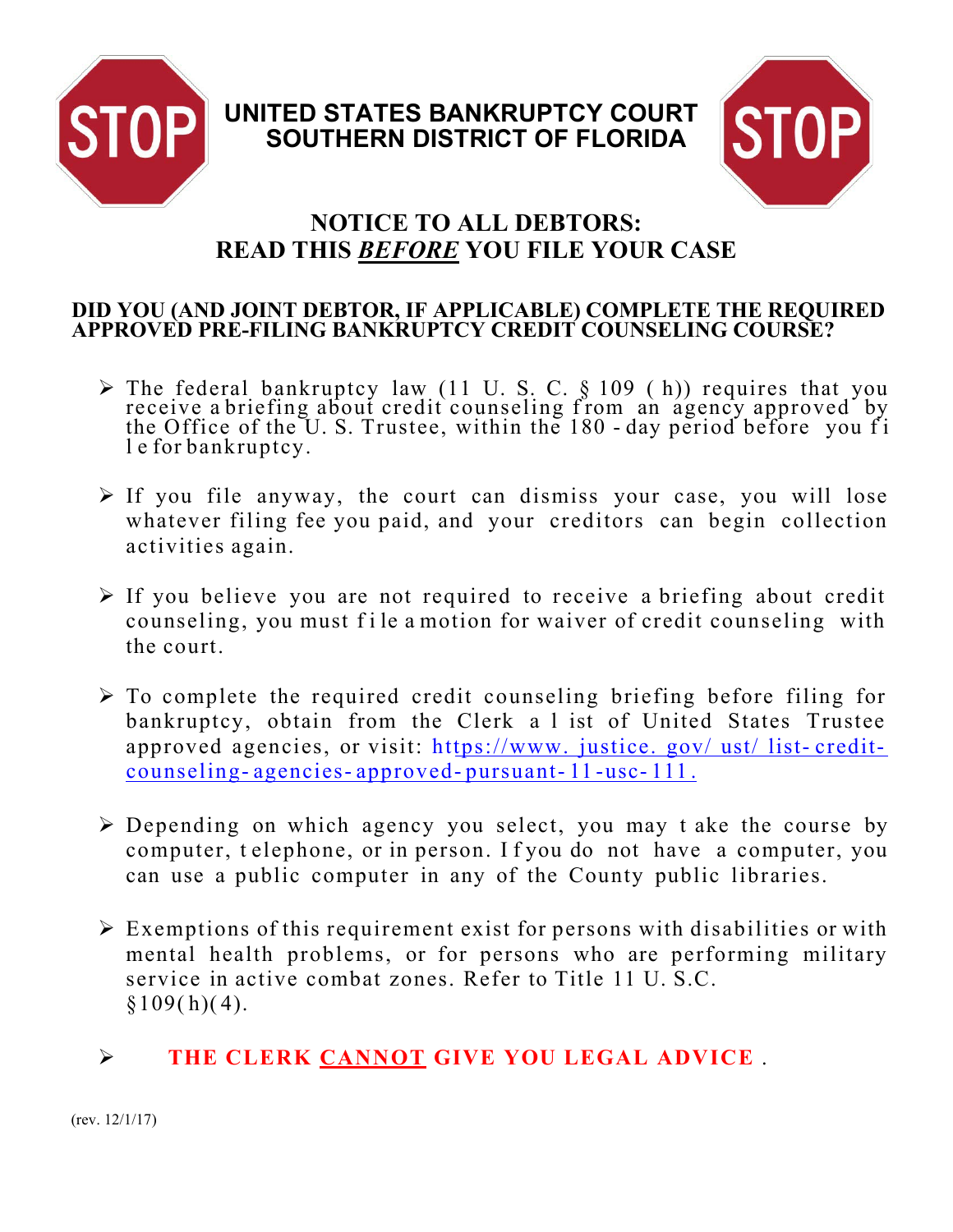# UNITED STATES BANKRUPTCY COURT
# SOUTHERN DISTRICT OF FLORIDA

## NOTICE TO ALL DEBTORS: READ THIS *BEFORE* YOU FILE YOUR CASE

### DID YOU (AND JOINT DEBTOR, IF APPLICABLE) COMPLETE THE REQUIRED APPROVED PRE-FILING BANKRUPTCY CREDIT COUNSELING COURSE?

- The federal bankruptcy law (11 U.S.C. § 109 (h)) requires that you receive a briefing about credit counseling from an agency approved by the Office of the U.S. Trustee, within the 180-day period before you file for bankruptcy.

- If you file anyway, the court can dismiss your case, you will lose whatever filing fee you paid, and your creditors can begin collection activities again.

- If you believe you are not required to receive a briefing about credit counseling, you must file a motion for waiver of credit counseling with the court.

- To complete the required credit counseling briefing before filing for bankruptcy, obtain from the Clerk a list of United States Trustee approved agencies, or visit: https://www.justice.gov/ust/list-credit-counseling-agencies-approved-pursuant-11-usc-111.

- Depending on which agency you select, you may take the course by computer, telephone, or in person. If you do not have a computer, you can use a public computer in any of the County public libraries.

- Exemptions of this requirement exist for persons with disabilities or with mental health problems, or for persons who are performing military service in active combat zones. Refer to Title 11 U.S.C. §109(h)(4).

- **THE CLERK CANNOT GIVE YOU LEGAL ADVICE.**

(rev. 12/1/17)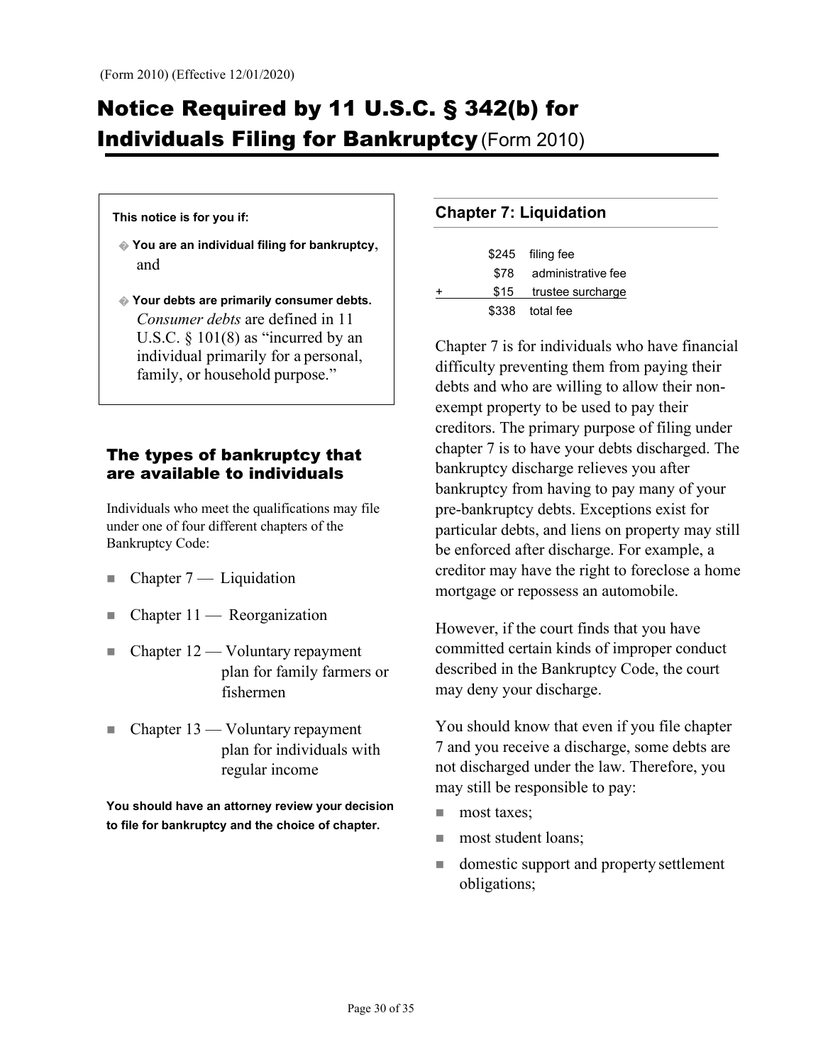(Form 2010) (Effective 12/01/2020)

# Notice Required by 11 U.S.C. § 342(b) for Individuals Filing for Bankruptcy (Form 2010)

**This notice is for you if:**

- **You are an individual filing for bankruptcy,** and
- **Your debts are primarily consumer debts.** *Consumer debts* are defined in 11 U.S.C. § 101(8) as "incurred by an individual primarily for a personal, family, or household purpose."

## The types of bankruptcy that are available to individuals

Individuals who meet the qualifications may file under one of four different chapters of the Bankruptcy Code:

- Chapter 7 — Liquidation
- Chapter 11 — Reorganization
- Chapter 12 — Voluntary repayment plan for family farmers or fishermen
- Chapter 13 — Voluntary repayment plan for individuals with regular income

**You should have an attorney review your decision to file for bankruptcy and the choice of chapter.**

### Chapter 7: Liquidation

| | | |
|---|---|---|
| | $245 | filing fee |
| | $78 | administrative fee |
| + | $15 | trustee surcharge |
| | $338 | total fee |

Chapter 7 is for individuals who have financial difficulty preventing them from paying their debts and who are willing to allow their non-exempt property to be used to pay their creditors. The primary purpose of filing under chapter 7 is to have your debts discharged. The bankruptcy discharge relieves you after bankruptcy from having to pay many of your pre-bankruptcy debts. Exceptions exist for particular debts, and liens on property may still be enforced after discharge. For example, a creditor may have the right to foreclose a home mortgage or repossess an automobile.

However, if the court finds that you have committed certain kinds of improper conduct described in the Bankruptcy Code, the court may deny your discharge.

You should know that even if you file chapter 7 and you receive a discharge, some debts are not discharged under the law. Therefore, you may still be responsible to pay:

- most taxes;
- most student loans;
- domestic support and property settlement obligations;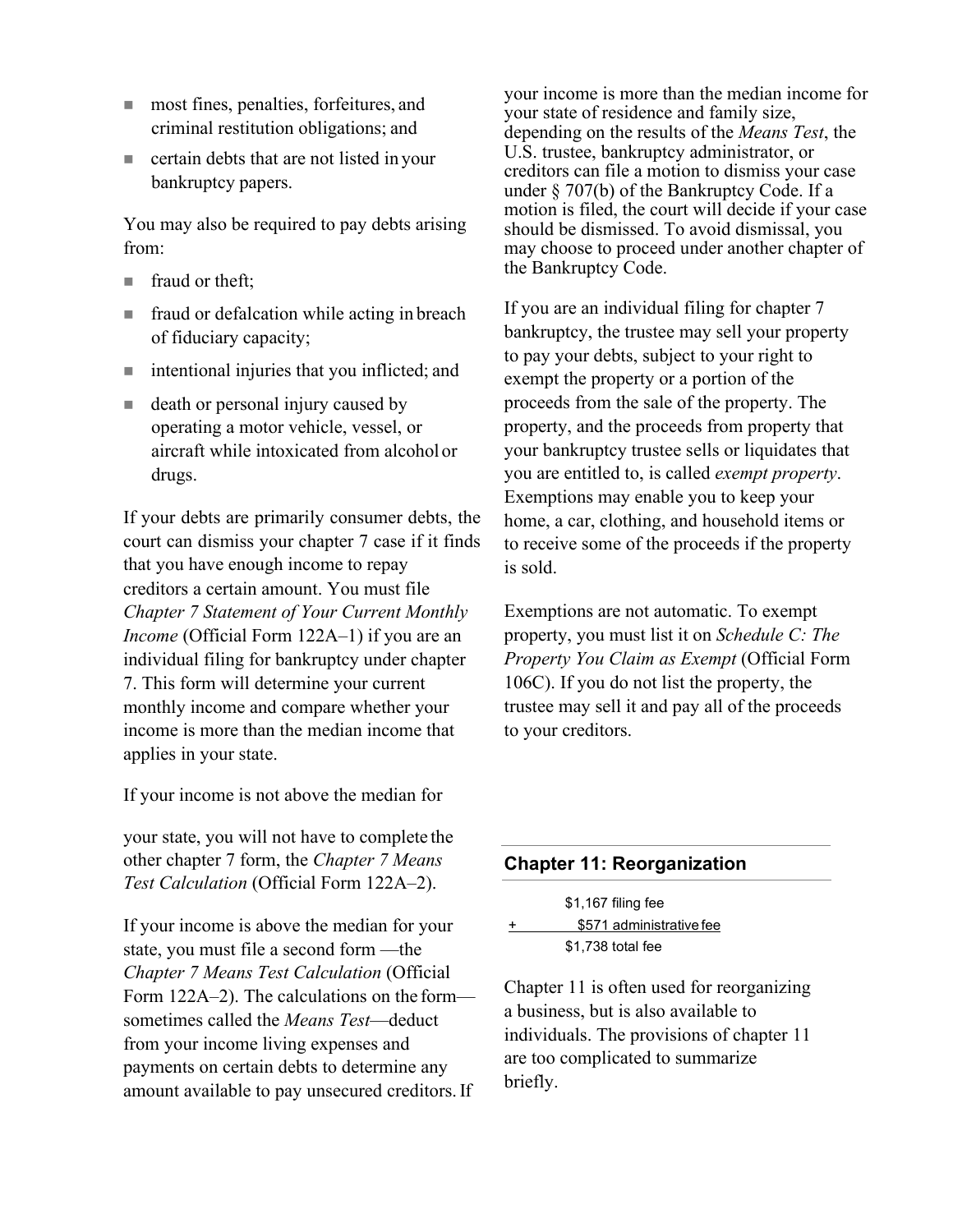- most fines, penalties, forfeitures, and criminal restitution obligations; and
- certain debts that are not listed in your bankruptcy papers.

You may also be required to pay debts arising from:

- fraud or theft;
- fraud or defalcation while acting in breach of fiduciary capacity;
- intentional injuries that you inflicted; and
- death or personal injury caused by operating a motor vehicle, vessel, or aircraft while intoxicated from alcohol or drugs.

If your debts are primarily consumer debts, the court can dismiss your chapter 7 case if it finds that you have enough income to repay creditors a certain amount. You must file *Chapter 7 Statement of Your Current Monthly Income* (Official Form 122A–1) if you are an individual filing for bankruptcy under chapter 7. This form will determine your current monthly income and compare whether your income is more than the median income that applies in your state.

If your income is not above the median for your state, you will not have to complete the other chapter 7 form, the *Chapter 7 Means Test Calculation* (Official Form 122A–2).

If your income is above the median for your state, you must file a second form —the *Chapter 7 Means Test Calculation* (Official Form 122A–2). The calculations on the form— sometimes called the *Means Test*—deduct from your income living expenses and payments on certain debts to determine any amount available to pay unsecured creditors. If your income is more than the median income for your state of residence and family size, depending on the results of the *Means Test*, the U.S. trustee, bankruptcy administrator, or creditors can file a motion to dismiss your case under § 707(b) of the Bankruptcy Code. If a motion is filed, the court will decide if your case should be dismissed. To avoid dismissal, you may choose to proceed under another chapter of the Bankruptcy Code.

If you are an individual filing for chapter 7 bankruptcy, the trustee may sell your property to pay your debts, subject to your right to exempt the property or a portion of the proceeds from the sale of the property. The property, and the proceeds from property that your bankruptcy trustee sells or liquidates that you are entitled to, is called *exempt property*. Exemptions may enable you to keep your home, a car, clothing, and household items or to receive some of the proceeds if the property is sold.

Exemptions are not automatic. To exempt property, you must list it on *Schedule C: The Property You Claim as Exempt* (Official Form 106C). If you do not list the property, the trustee may sell it and pay all of the proceeds to your creditors.

## Chapter 11: Reorganization

|   |   |
|---|---|
|   | $1,167 filing fee |
| + | $571 administrative fee |
|   | $1,738 total fee |

Chapter 11 is often used for reorganizing a business, but is also available to individuals. The provisions of chapter 11 are too complicated to summarize briefly.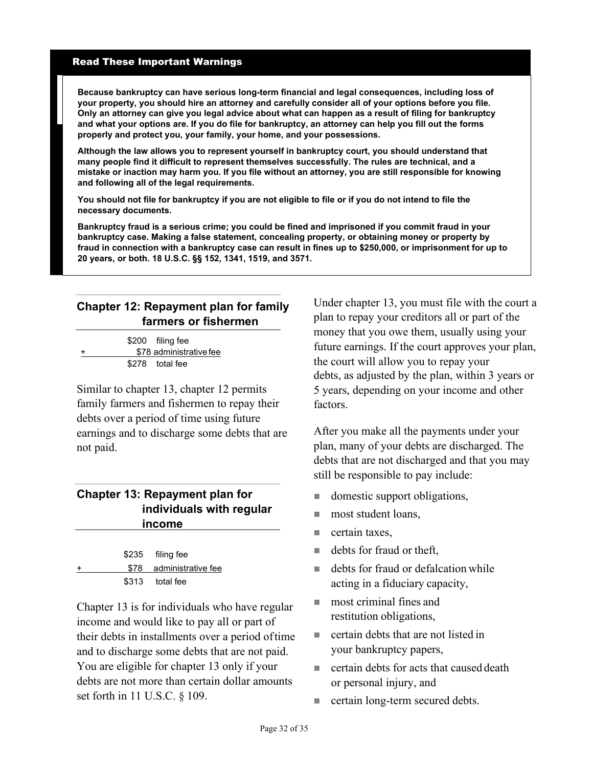## Read These Important Warnings

**Because bankruptcy can have serious long-term financial and legal consequences, including loss of your property, you should hire an attorney and carefully consider all of your options before you file. Only an attorney can give you legal advice about what can happen as a result of filing for bankruptcy and what your options are. If you do file for bankruptcy, an attorney can help you fill out the forms properly and protect you, your family, your home, and your possessions.**

**Although the law allows you to represent yourself in bankruptcy court, you should understand that many people find it difficult to represent themselves successfully. The rules are technical, and a mistake or inaction may harm you. If you file without an attorney, you are still responsible for knowing and following all of the legal requirements.**

**You should not file for bankruptcy if you are not eligible to file or if you do not intend to file the necessary documents.**

**Bankruptcy fraud is a serious crime; you could be fined and imprisoned if you commit fraud in your bankruptcy case. Making a false statement, concealing property, or obtaining money or property by fraud in connection with a bankruptcy case can result in fines up to $250,000, or imprisonment for up to 20 years, or both. 18 U.S.C. §§ 152, 1341, 1519, and 3571.**

## Chapter 12: Repayment plan for family farmers or fishermen

| | | |
|---|---|---|
| | $200 | filing fee |
| + | $78 | administrative fee |
| | $278 | total fee |

Similar to chapter 13, chapter 12 permits family farmers and fishermen to repay their debts over a period of time using future earnings and to discharge some debts that are not paid.

## Chapter 13: Repayment plan for individuals with regular income

| | | |
|---|---|---|
| | $235 | filing fee |
| + | $78 | administrative fee |
| | $313 | total fee |

Chapter 13 is for individuals who have regular income and would like to pay all or part of their debts in installments over a period of time and to discharge some debts that are not paid. You are eligible for chapter 13 only if your debts are not more than certain dollar amounts set forth in 11 U.S.C. § 109.

Under chapter 13, you must file with the court a plan to repay your creditors all or part of the money that you owe them, usually using your future earnings. If the court approves your plan, the court will allow you to repay your debts, as adjusted by the plan, within 3 years or 5 years, depending on your income and other factors.

After you make all the payments under your plan, many of your debts are discharged. The debts that are not discharged and that you may still be responsible to pay include:

- domestic support obligations,
- most student loans,
- certain taxes,
- debts for fraud or theft,
- debts for fraud or defalcation while acting in a fiduciary capacity,
- most criminal fines and restitution obligations,
- certain debts that are not listed in your bankruptcy papers,
- certain debts for acts that caused death or personal injury, and
- certain long-term secured debts.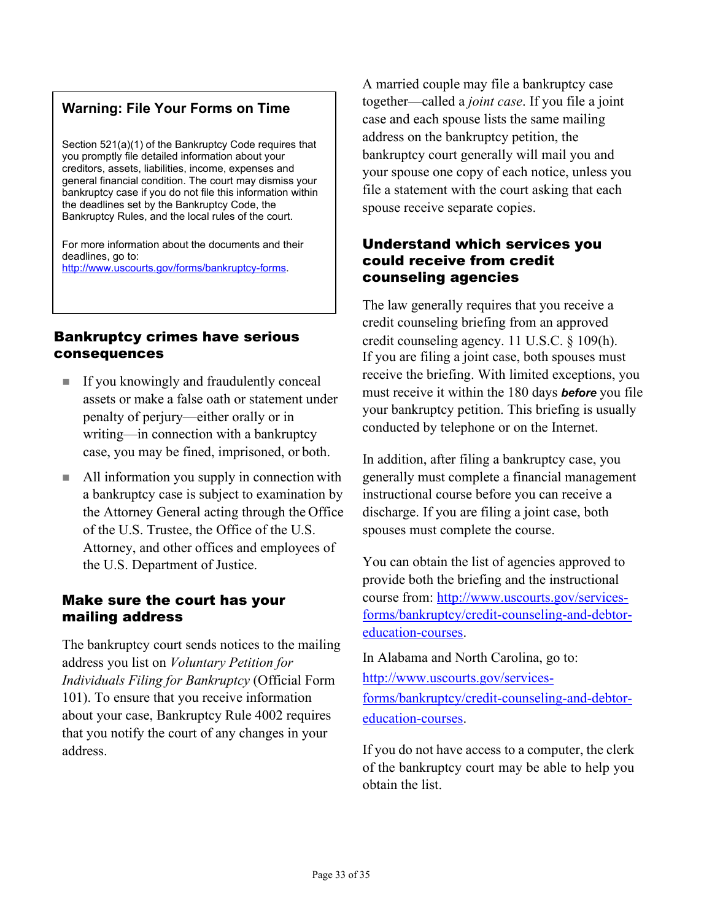> **Warning: File Your Forms on Time**
>
> Section 521(a)(1) of the Bankruptcy Code requires that you promptly file detailed information about your creditors, assets, liabilities, income, expenses and general financial condition. The court may dismiss your bankruptcy case if you do not file this information within the deadlines set by the Bankruptcy Code, the Bankruptcy Rules, and the local rules of the court.
>
> For more information about the documents and their deadlines, go to: http://www.uscourts.gov/forms/bankruptcy-forms.

## Bankruptcy crimes have serious consequences

- If you knowingly and fraudulently conceal assets or make a false oath or statement under penalty of perjury—either orally or in writing—in connection with a bankruptcy case, you may be fined, imprisoned, or both.
- All information you supply in connection with a bankruptcy case is subject to examination by the Attorney General acting through the Office of the U.S. Trustee, the Office of the U.S. Attorney, and other offices and employees of the U.S. Department of Justice.

## Make sure the court has your mailing address

The bankruptcy court sends notices to the mailing address you list on *Voluntary Petition for Individuals Filing for Bankruptcy* (Official Form 101). To ensure that you receive information about your case, Bankruptcy Rule 4002 requires that you notify the court of any changes in your address.

A married couple may file a bankruptcy case together—called a *joint case*. If you file a joint case and each spouse lists the same mailing address on the bankruptcy petition, the bankruptcy court generally will mail you and your spouse one copy of each notice, unless you file a statement with the court asking that each spouse receive separate copies.

## Understand which services you could receive from credit counseling agencies

The law generally requires that you receive a credit counseling briefing from an approved credit counseling agency. 11 U.S.C. § 109(h). If you are filing a joint case, both spouses must receive the briefing. With limited exceptions, you must receive it within the 180 days ***before*** you file your bankruptcy petition. This briefing is usually conducted by telephone or on the Internet.

In addition, after filing a bankruptcy case, you generally must complete a financial management instructional course before you can receive a discharge. If you are filing a joint case, both spouses must complete the course.

You can obtain the list of agencies approved to provide both the briefing and the instructional course from: http://www.uscourts.gov/services-forms/bankruptcy/credit-counseling-and-debtor-education-courses.

In Alabama and North Carolina, go to: http://www.uscourts.gov/services-forms/bankruptcy/credit-counseling-and-debtor-education-courses.

If you do not have access to a computer, the clerk of the bankruptcy court may be able to help you obtain the list.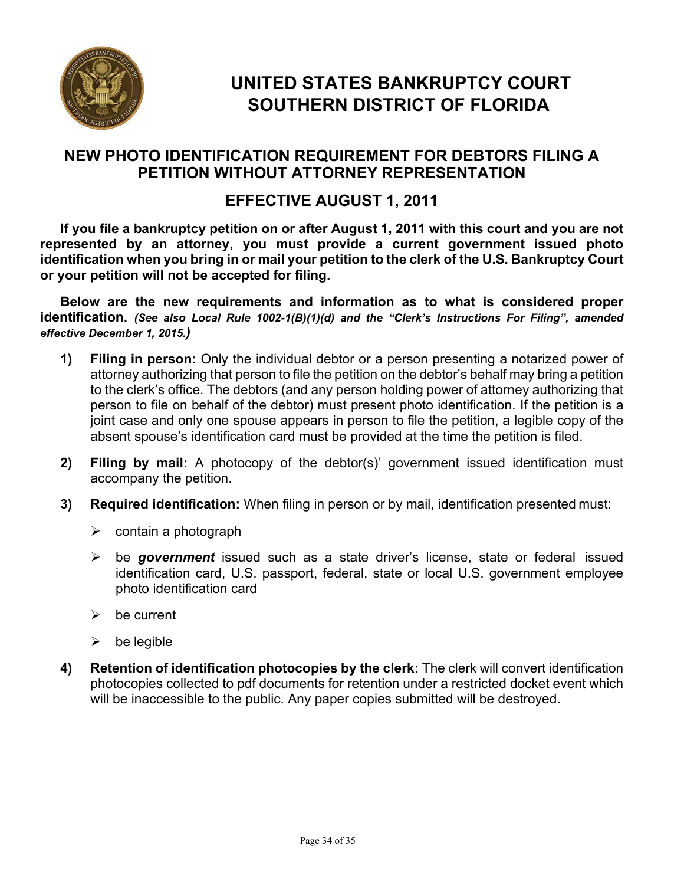# UNITED STATES BANKRUPTCY COURT SOUTHERN DISTRICT OF FLORIDA

## NEW PHOTO IDENTIFICATION REQUIREMENT FOR DEBTORS FILING A PETITION WITHOUT ATTORNEY REPRESENTATION

## EFFECTIVE AUGUST 1, 2011

**If you file a bankruptcy petition on or after August 1, 2011 with this court and you are not represented by an attorney, you must provide a current government issued photo identification when you bring in or mail your petition to the clerk of the U.S. Bankruptcy Court or your petition will not be accepted for filing.**

**Below are the new requirements and information as to what is considered proper identification.** ***(See also Local Rule 1002-1(B)(1)(d) and the "Clerk's Instructions For Filing", amended effective December 1, 2015.)***

1) **Filing in person:** Only the individual debtor or a person presenting a notarized power of attorney authorizing that person to file the petition on the debtor's behalf may bring a petition to the clerk's office. The debtors (and any person holding power of attorney authorizing that person to file on behalf of the debtor) must present photo identification. If the petition is a joint case and only one spouse appears in person to file the petition, a legible copy of the absent spouse's identification card must be provided at the time the petition is filed.

2) **Filing by mail:** A photocopy of the debtor(s)' government issued identification must accompany the petition.

3) **Required identification:** When filing in person or by mail, identification presented must:

   - contain a photograph
   - be ***government*** issued such as a state driver's license, state or federal issued identification card, U.S. passport, federal, state or local U.S. government employee photo identification card
   - be current
   - be legible

4) **Retention of identification photocopies by the clerk:** The clerk will convert identification photocopies collected to pdf documents for retention under a restricted docket event which will be inaccessible to the public. Any paper copies submitted will be destroyed.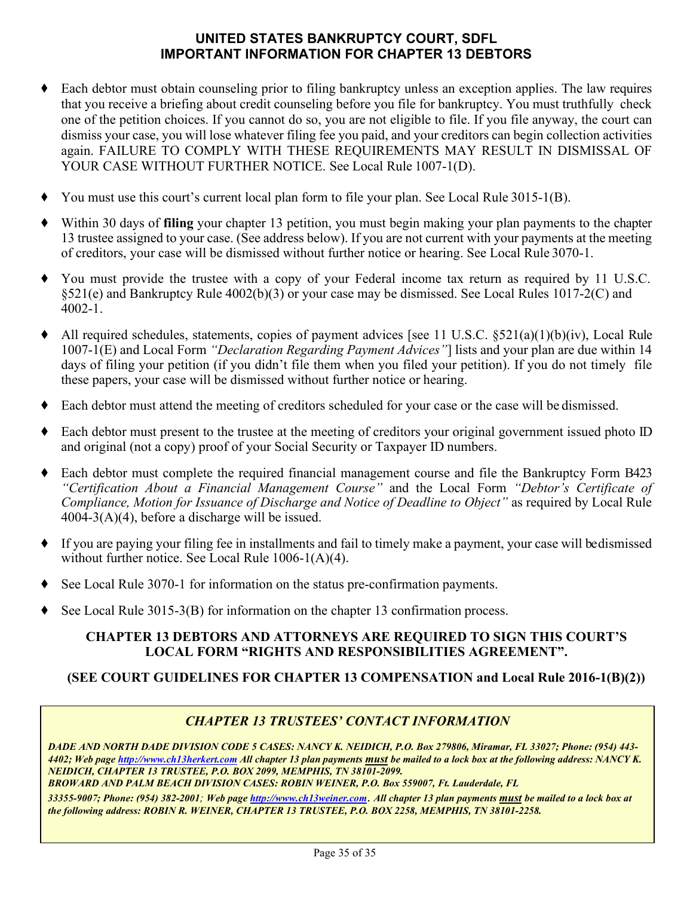**UNITED STATES BANKRUPTCY COURT, SDFL**
**IMPORTANT INFORMATION FOR CHAPTER 13 DEBTORS**

- Each debtor must obtain counseling prior to filing bankruptcy unless an exception applies. The law requires that you receive a briefing about credit counseling before you file for bankruptcy. You must truthfully check one of the petition choices. If you cannot do so, you are not eligible to file. If you file anyway, the court can dismiss your case, you will lose whatever filing fee you paid, and your creditors can begin collection activities again. FAILURE TO COMPLY WITH THESE REQUIREMENTS MAY RESULT IN DISMISSAL OF YOUR CASE WITHOUT FURTHER NOTICE. See Local Rule 1007-1(D).

- You must use this court's current local plan form to file your plan. See Local Rule 3015-1(B).

- Within 30 days of **filing** your chapter 13 petition, you must begin making your plan payments to the chapter 13 trustee assigned to your case. (See address below). If you are not current with your payments at the meeting of creditors, your case will be dismissed without further notice or hearing. See Local Rule 3070-1.

- You must provide the trustee with a copy of your Federal income tax return as required by 11 U.S.C. §521(e) and Bankruptcy Rule 4002(b)(3) or your case may be dismissed. See Local Rules 1017-2(C) and 4002-1.

- All required schedules, statements, copies of payment advices [see 11 U.S.C. §521(a)(1)(b)(iv), Local Rule 1007-1(E) and Local Form *"Declaration Regarding Payment Advices"*] lists and your plan are due within 14 days of filing your petition (if you didn't file them when you filed your petition). If you do not timely file these papers, your case will be dismissed without further notice or hearing.

- Each debtor must attend the meeting of creditors scheduled for your case or the case will be dismissed.

- Each debtor must present to the trustee at the meeting of creditors your original government issued photo ID and original (not a copy) proof of your Social Security or Taxpayer ID numbers.

- Each debtor must complete the required financial management course and file the Bankruptcy Form B423 *"Certification About a Financial Management Course"* and the Local Form *"Debtor's Certificate of Compliance, Motion for Issuance of Discharge and Notice of Deadline to Object"* as required by Local Rule 4004-3(A)(4), before a discharge will be issued.

- If you are paying your filing fee in installments and fail to timely make a payment, your case will be dismissed without further notice. See Local Rule 1006-1(A)(4).

- See Local Rule 3070-1 for information on the status pre-confirmation payments.

- See Local Rule 3015-3(B) for information on the chapter 13 confirmation process.

**CHAPTER 13 DEBTORS AND ATTORNEYS ARE REQUIRED TO SIGN THIS COURT'S LOCAL FORM "RIGHTS AND RESPONSIBILITIES AGREEMENT".**

**(SEE COURT GUIDELINES FOR CHAPTER 13 COMPENSATION and Local Rule 2016-1(B)(2))**

***CHAPTER 13 TRUSTEES' CONTACT INFORMATION***

***DADE AND NORTH DADE DIVISION CODE 5 CASES: NANCY K. NEIDICH, P.O. Box 279806, Miramar, FL 33027; Phone: (954) 443-4402; Web page http://www.ch13herkert.com All chapter 13 plan payments must be mailed to a lock box at the following address: NANCY K. NEIDICH, CHAPTER 13 TRUSTEE, P.O. BOX 2099, MEMPHIS, TN 38101-2099.***

***BROWARD AND PALM BEACH DIVISION CASES: ROBIN WEINER, P.O. Box 559007, Ft. Lauderdale, FL 33355-9007; Phone: (954) 382-2001; Web page http://www.ch13weiner.com. All chapter 13 plan payments must be mailed to a lock box at the following address: ROBIN R. WEINER, CHAPTER 13 TRUSTEE, P.O. BOX 2258, MEMPHIS, TN 38101-2258.***